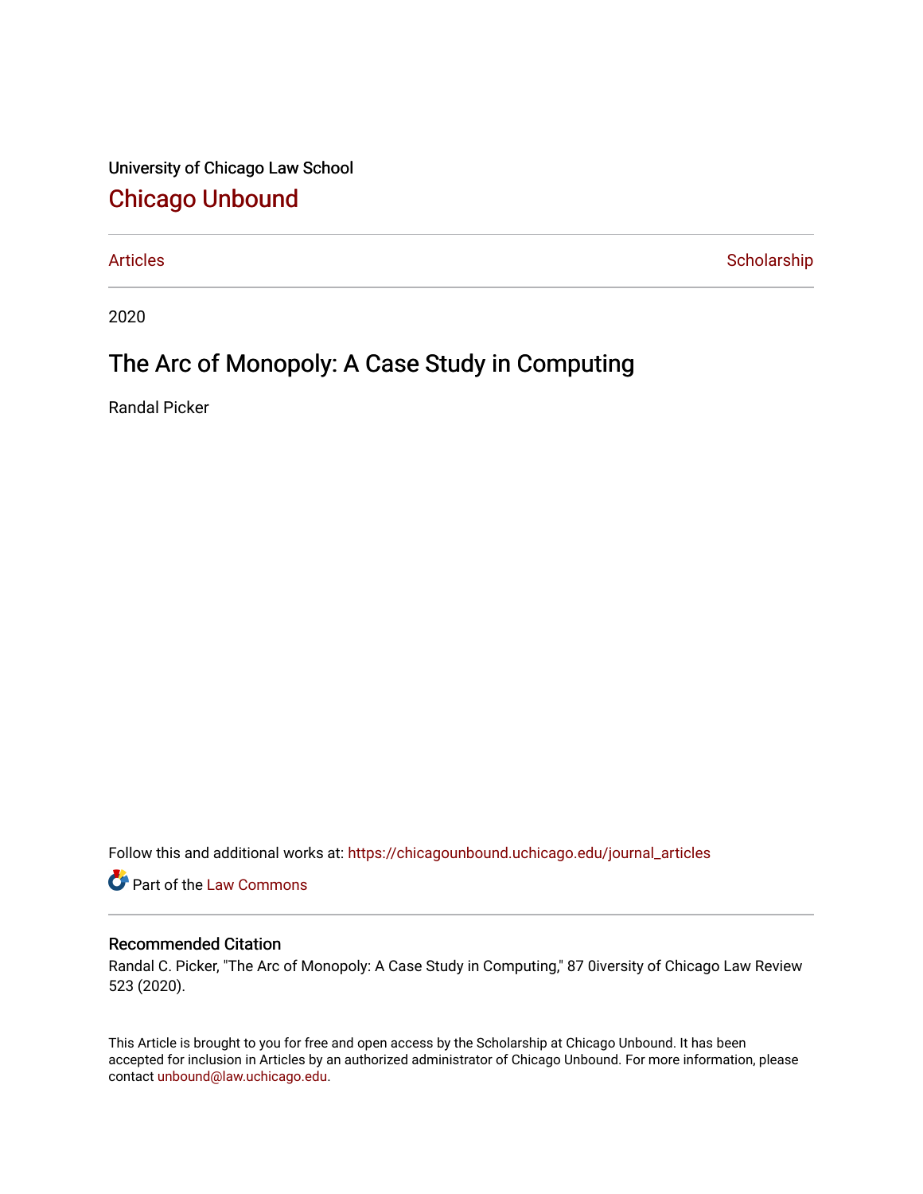University of Chicago Law School

# Chicago Unbound

Articles | Scholarship

2020

## The Arc of Monopoly: A Case Study in Computing

Randal Picker

Follow this and additional works at: https://chicagounbound.uchicago.edu/journal_articles

Part of the Law Commons

### Recommended Citation

Randal C. Picker, "The Arc of Monopoly: A Case Study in Computing," 87 0iversity of Chicago Law Review 523 (2020).

This Article is brought to you for free and open access by the Scholarship at Chicago Unbound. It has been accepted for inclusion in Articles by an authorized administrator of Chicago Unbound. For more information, please contact unbound@law.uchicago.edu.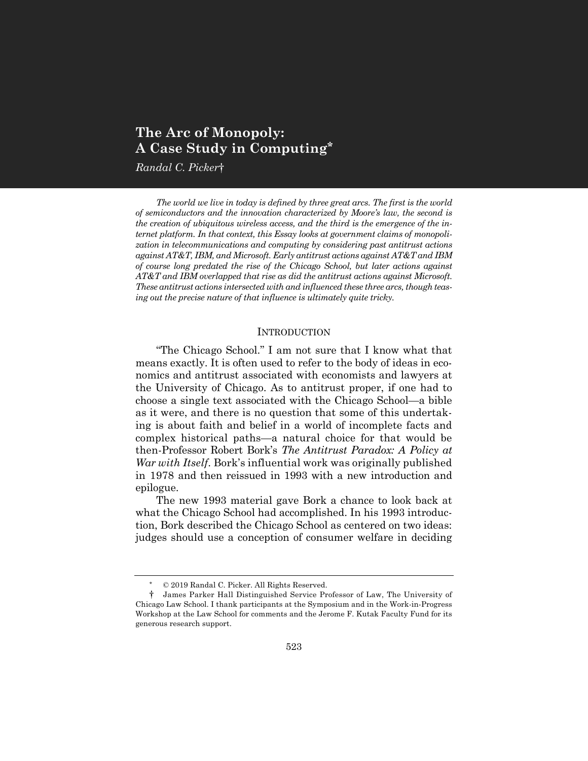# The Arc of Monopoly: A Case Study in Computing*

*Randal C. Picker†*

*The world we live in today is defined by three great arcs. The first is the world of semiconductors and the innovation characterized by Moore's law, the second is the creation of ubiquitous wireless access, and the third is the emergence of the internet platform. In that context, this Essay looks at government claims of monopolization in telecommunications and computing by considering past antitrust actions against AT&T, IBM, and Microsoft. Early antitrust actions against AT&T and IBM of course long predated the rise of the Chicago School, but later actions against AT&T and IBM overlapped that rise as did the antitrust actions against Microsoft. These antitrust actions intersected with and influenced these three arcs, though teasing out the precise nature of that influence is ultimately quite tricky.*

## INTRODUCTION

"The Chicago School." I am not sure that I know what that means exactly. It is often used to refer to the body of ideas in economics and antitrust associated with economists and lawyers at the University of Chicago. As to antitrust proper, if one had to choose a single text associated with the Chicago School—a bible as it were, and there is no question that some of this undertaking is about faith and belief in a world of incomplete facts and complex historical paths—a natural choice for that would be then-Professor Robert Bork's *The Antitrust Paradox: A Policy at War with Itself*. Bork's influential work was originally published in 1978 and then reissued in 1993 with a new introduction and epilogue.

The new 1993 material gave Bork a chance to look back at what the Chicago School had accomplished. In his 1993 introduction, Bork described the Chicago School as centered on two ideas: judges should use a conception of consumer welfare in deciding

---

\* © 2019 Randal C. Picker. All Rights Reserved.

† James Parker Hall Distinguished Service Professor of Law, The University of Chicago Law School. I thank participants at the Symposium and in the Work-in-Progress Workshop at the Law School for comments and the Jerome F. Kutak Faculty Fund for its generous research support.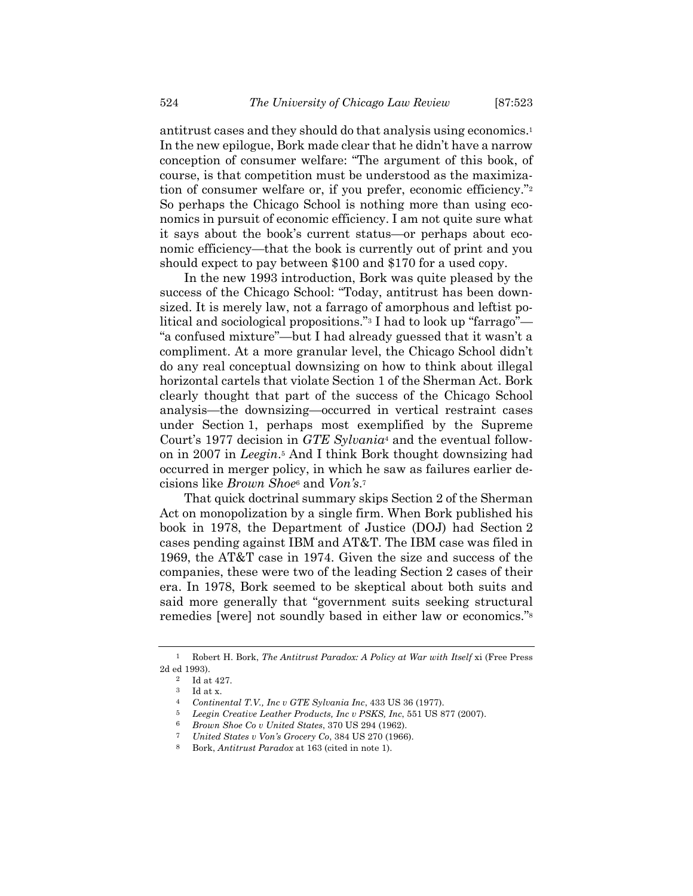antitrust cases and they should do that analysis using economics.[1] In the new epilogue, Bork made clear that he didn't have a narrow conception of consumer welfare: "The argument of this book, of course, is that competition must be understood as the maximization of consumer welfare or, if you prefer, economic efficiency."[2] So perhaps the Chicago School is nothing more than using economics in pursuit of economic efficiency. I am not quite sure what it says about the book's current status—or perhaps about economic efficiency—that the book is currently out of print and you should expect to pay between $100 and $170 for a used copy.

In the new 1993 introduction, Bork was quite pleased by the success of the Chicago School: "Today, antitrust has been downsized. It is merely law, not a farrago of amorphous and leftist political and sociological propositions."[3] I had to look up "farrago"—"a confused mixture"—but I had already guessed that it wasn't a compliment. At a more granular level, the Chicago School didn't do any real conceptual downsizing on how to think about illegal horizontal cartels that violate Section 1 of the Sherman Act. Bork clearly thought that part of the success of the Chicago School analysis—the downsizing—occurred in vertical restraint cases under Section 1, perhaps most exemplified by the Supreme Court's 1977 decision in *GTE Sylvania*[4] and the eventual follow-on in 2007 in *Leegin*.[5] And I think Bork thought downsizing had occurred in merger policy, in which he saw as failures earlier decisions like *Brown Shoe*[6] and *Von's*.[7]

That quick doctrinal summary skips Section 2 of the Sherman Act on monopolization by a single firm. When Bork published his book in 1978, the Department of Justice (DOJ) had Section 2 cases pending against IBM and AT&T. The IBM case was filed in 1969, the AT&T case in 1974. Given the size and success of the companies, these were two of the leading Section 2 cases of their era. In 1978, Bork seemed to be skeptical about both suits and said more generally that "government suits seeking structural remedies [were] not soundly based in either law or economics."[8]

---

[1] Robert H. Bork, *The Antitrust Paradox: A Policy at War with Itself* xi (Free Press 2d ed 1993).

[2] Id at 427.

[3] Id at x.

[4] *Continental T.V., Inc v GTE Sylvania Inc*, 433 US 36 (1977).

[5] *Leegin Creative Leather Products, Inc v PSKS, Inc*, 551 US 877 (2007).

[6] *Brown Shoe Co v United States*, 370 US 294 (1962).

[7] *United States v Von's Grocery Co*, 384 US 270 (1966).

[8] Bork, *Antitrust Paradox* at 163 (cited in note 1).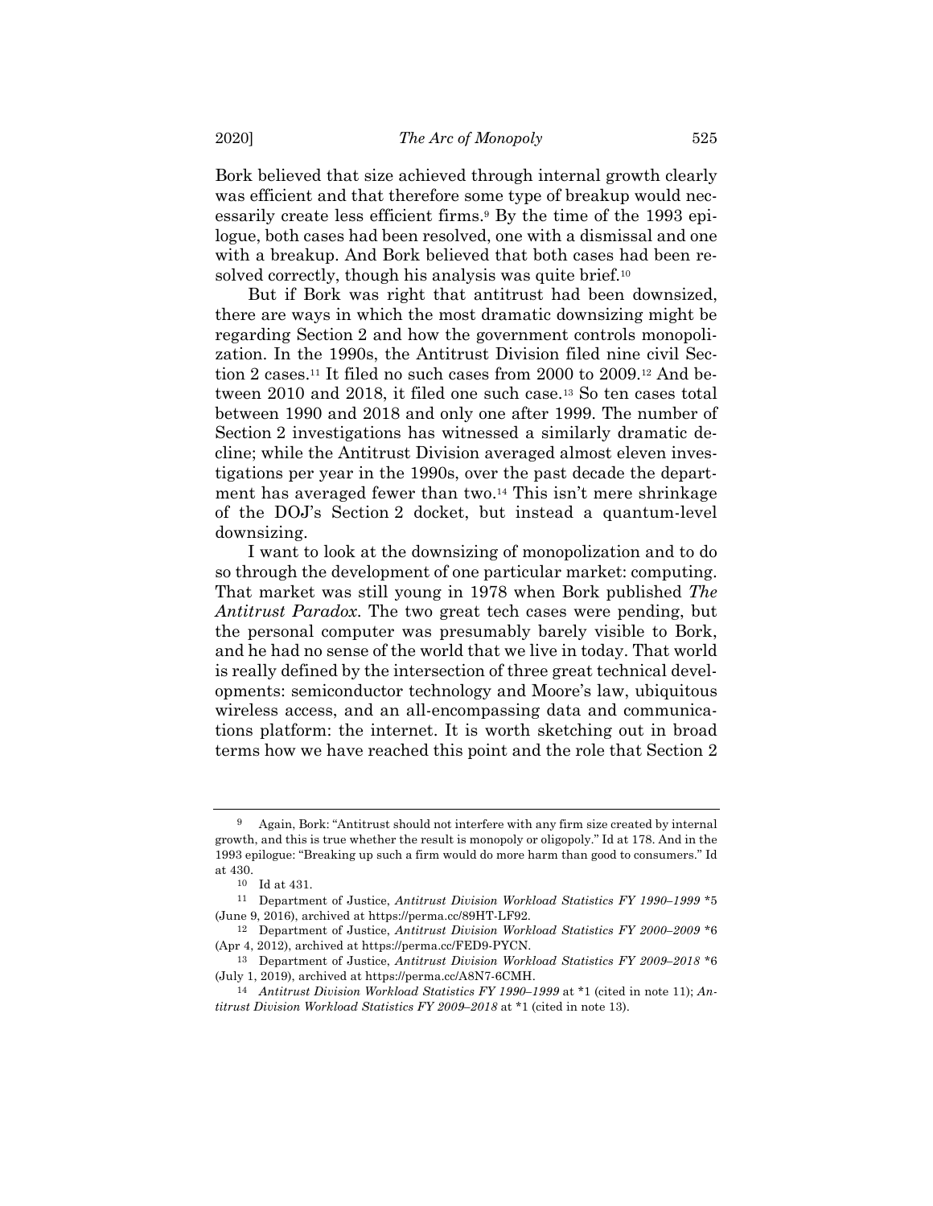Bork believed that size achieved through internal growth clearly was efficient and that therefore some type of breakup would necessarily create less efficient firms.[9] By the time of the 1993 epilogue, both cases had been resolved, one with a dismissal and one with a breakup. And Bork believed that both cases had been resolved correctly, though his analysis was quite brief.[10]

But if Bork was right that antitrust had been downsized, there are ways in which the most dramatic downsizing might be regarding Section 2 and how the government controls monopolization. In the 1990s, the Antitrust Division filed nine civil Section 2 cases.[11] It filed no such cases from 2000 to 2009.[12] And between 2010 and 2018, it filed one such case.[13] So ten cases total between 1990 and 2018 and only one after 1999. The number of Section 2 investigations has witnessed a similarly dramatic decline; while the Antitrust Division averaged almost eleven investigations per year in the 1990s, over the past decade the department has averaged fewer than two.[14] This isn't mere shrinkage of the DOJ's Section 2 docket, but instead a quantum-level downsizing.

I want to look at the downsizing of monopolization and to do so through the development of one particular market: computing. That market was still young in 1978 when Bork published *The Antitrust Paradox*. The two great tech cases were pending, but the personal computer was presumably barely visible to Bork, and he had no sense of the world that we live in today. That world is really defined by the intersection of three great technical developments: semiconductor technology and Moore's law, ubiquitous wireless access, and an all-encompassing data and communications platform: the internet. It is worth sketching out in broad terms how we have reached this point and the role that Section 2

---

[9] Again, Bork: "Antitrust should not interfere with any firm size created by internal growth, and this is true whether the result is monopoly or oligopoly." Id at 178. And in the 1993 epilogue: "Breaking up such a firm would do more harm than good to consumers." Id at 430.

[10] Id at 431.

[11] Department of Justice, *Antitrust Division Workload Statistics FY 1990–1999* *5 (June 9, 2016), archived at https://perma.cc/89HT-LF92.

[12] Department of Justice, *Antitrust Division Workload Statistics FY 2000–2009* *6 (Apr 4, 2012), archived at https://perma.cc/FED9-PYCN.

[13] Department of Justice, *Antitrust Division Workload Statistics FY 2009–2018* *6 (July 1, 2019), archived at https://perma.cc/A8N7-6CMH.

[14] *Antitrust Division Workload Statistics FY 1990–1999* at *1 (cited in note 11); *Antitrust Division Workload Statistics FY 2009–2018* at *1 (cited in note 13).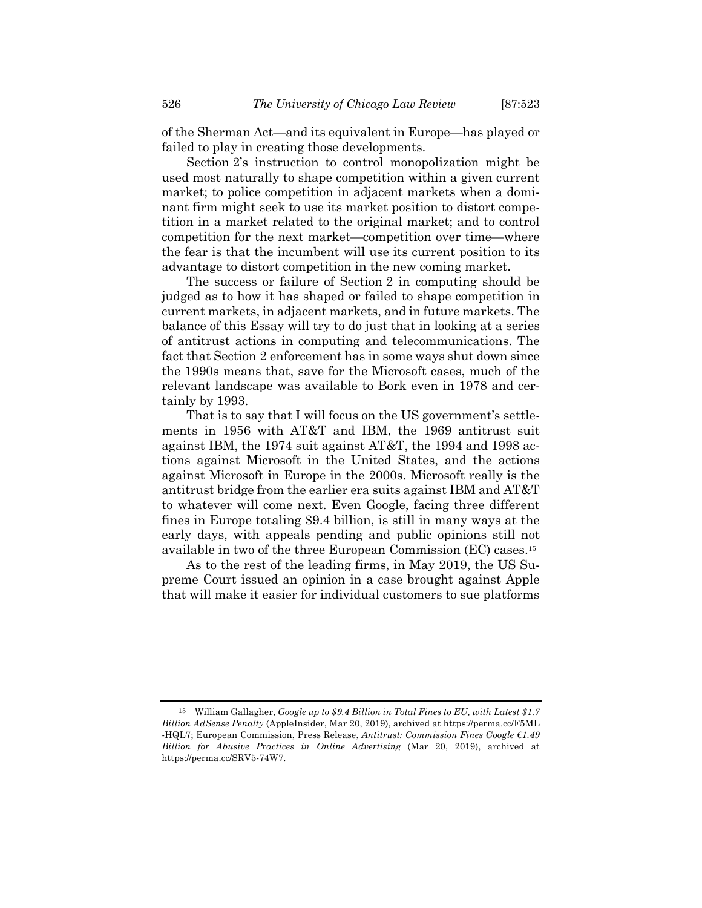of the Sherman Act—and its equivalent in Europe—has played or failed to play in creating those developments.

Section 2's instruction to control monopolization might be used most naturally to shape competition within a given current market; to police competition in adjacent markets when a dominant firm might seek to use its market position to distort competition in a market related to the original market; and to control competition for the next market—competition over time—where the fear is that the incumbent will use its current position to its advantage to distort competition in the new coming market.

The success or failure of Section 2 in computing should be judged as to how it has shaped or failed to shape competition in current markets, in adjacent markets, and in future markets. The balance of this Essay will try to do just that in looking at a series of antitrust actions in computing and telecommunications. The fact that Section 2 enforcement has in some ways shut down since the 1990s means that, save for the Microsoft cases, much of the relevant landscape was available to Bork even in 1978 and certainly by 1993.

That is to say that I will focus on the US government's settlements in 1956 with AT&T and IBM, the 1969 antitrust suit against IBM, the 1974 suit against AT&T, the 1994 and 1998 actions against Microsoft in the United States, and the actions against Microsoft in Europe in the 2000s. Microsoft really is the antitrust bridge from the earlier era suits against IBM and AT&T to whatever will come next. Even Google, facing three different fines in Europe totaling $9.4 billion, is still in many ways at the early days, with appeals pending and public opinions still not available in two of the three European Commission (EC) cases.[15]

As to the rest of the leading firms, in May 2019, the US Supreme Court issued an opinion in a case brought against Apple that will make it easier for individual customers to sue platforms

---

[15] William Gallagher, *Google up to $9.4 Billion in Total Fines to EU, with Latest $1.7 Billion AdSense Penalty* (AppleInsider, Mar 20, 2019), archived at https://perma.cc/F5ML-HQL7; European Commission, Press Release, *Antitrust: Commission Fines Google €1.49 Billion for Abusive Practices in Online Advertising* (Mar 20, 2019), archived at https://perma.cc/SRV5-74W7.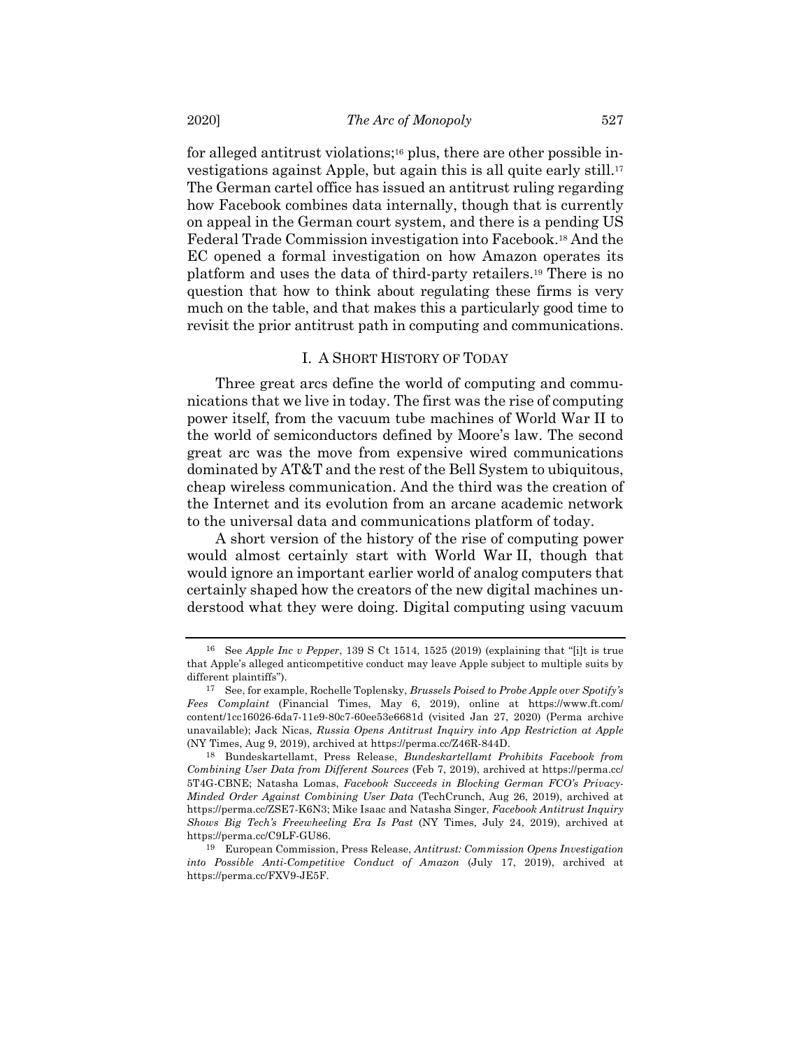for alleged antitrust violations;[16] plus, there are other possible investigations against Apple, but again this is all quite early still.[17] The German cartel office has issued an antitrust ruling regarding how Facebook combines data internally, though that is currently on appeal in the German court system, and there is a pending US Federal Trade Commission investigation into Facebook.[18] And the EC opened a formal investigation on how Amazon operates its platform and uses the data of third-party retailers.[19] There is no question that how to think about regulating these firms is very much on the table, and that makes this a particularly good time to revisit the prior antitrust path in computing and communications.

## I. A SHORT HISTORY OF TODAY

Three great arcs define the world of computing and communications that we live in today. The first was the rise of computing power itself, from the vacuum tube machines of World War II to the world of semiconductors defined by Moore's law. The second great arc was the move from expensive wired communications dominated by AT&T and the rest of the Bell System to ubiquitous, cheap wireless communication. And the third was the creation of the Internet and its evolution from an arcane academic network to the universal data and communications platform of today.

A short version of the history of the rise of computing power would almost certainly start with World War II, though that would ignore an important earlier world of analog computers that certainly shaped how the creators of the new digital machines understood what they were doing. Digital computing using vacuum

---

[16] See *Apple Inc v Pepper*, 139 S Ct 1514, 1525 (2019) (explaining that "[i]t is true that Apple's alleged anticompetitive conduct may leave Apple subject to multiple suits by different plaintiffs").

[17] See, for example, Rochelle Toplensky, *Brussels Poised to Probe Apple over Spotify's Fees Complaint* (Financial Times, May 6, 2019), online at https://www.ft.com/content/1cc16026-6da7-11e9-80c7-60ee53e6681d (visited Jan 27, 2020) (Perma archive unavailable); Jack Nicas, *Russia Opens Antitrust Inquiry into App Restriction at Apple* (NY Times, Aug 9, 2019), archived at https://perma.cc/Z46R-844D.

[18] Bundeskartellamt, Press Release, *Bundeskartellamt Prohibits Facebook from Combining User Data from Different Sources* (Feb 7, 2019), archived at https://perma.cc/5T4G-CBNE; Natasha Lomas, *Facebook Succeeds in Blocking German FCO's Privacy-Minded Order Against Combining User Data* (TechCrunch, Aug 26, 2019), archived at https://perma.cc/ZSE7-K6N3; Mike Isaac and Natasha Singer, *Facebook Antitrust Inquiry Shows Big Tech's Freewheeling Era Is Past* (NY Times, July 24, 2019), archived at https://perma.cc/C9LF-GU86.

[19] European Commission, Press Release, *Antitrust: Commission Opens Investigation into Possible Anti-Competitive Conduct of Amazon* (July 17, 2019), archived at https://perma.cc/FXV9-JE5F.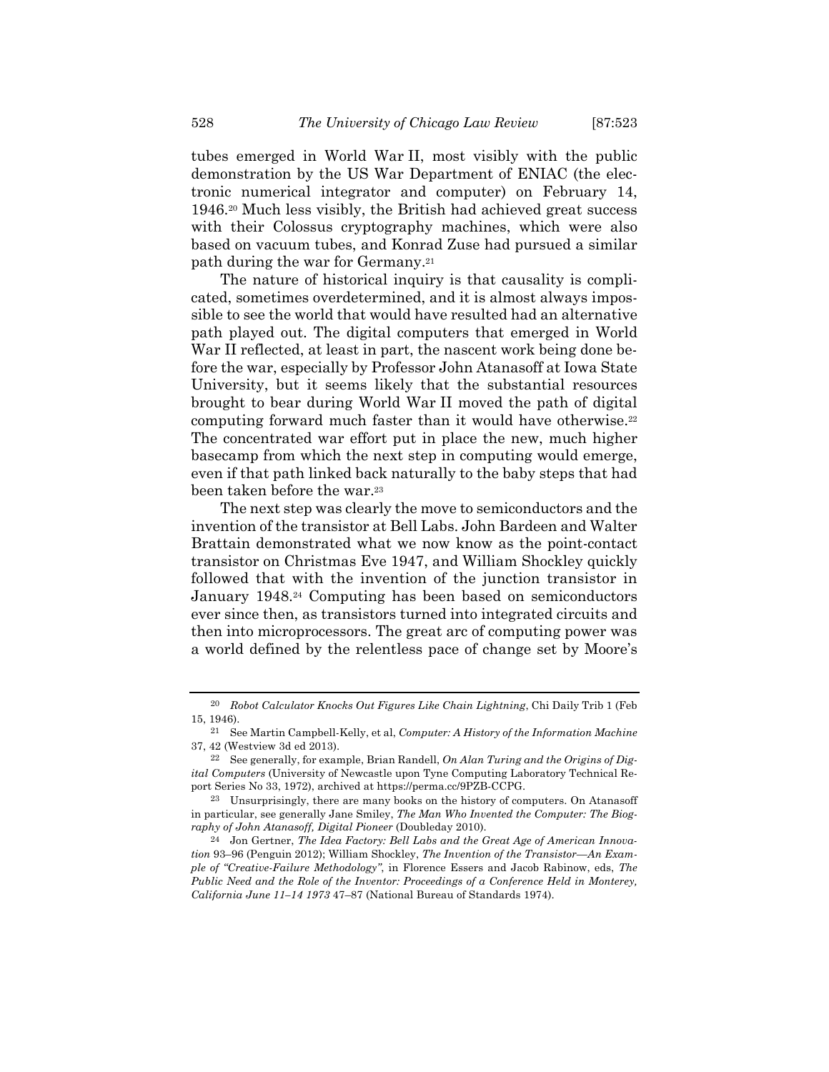tubes emerged in World War II, most visibly with the public demonstration by the US War Department of ENIAC (the electronic numerical integrator and computer) on February 14, 1946.[20] Much less visibly, the British had achieved great success with their Colossus cryptography machines, which were also based on vacuum tubes, and Konrad Zuse had pursued a similar path during the war for Germany.[21]

The nature of historical inquiry is that causality is complicated, sometimes overdetermined, and it is almost always impossible to see the world that would have resulted had an alternative path played out. The digital computers that emerged in World War II reflected, at least in part, the nascent work being done before the war, especially by Professor John Atanasoff at Iowa State University, but it seems likely that the substantial resources brought to bear during World War II moved the path of digital computing forward much faster than it would have otherwise.[22] The concentrated war effort put in place the new, much higher basecamp from which the next step in computing would emerge, even if that path linked back naturally to the baby steps that had been taken before the war.[23]

The next step was clearly the move to semiconductors and the invention of the transistor at Bell Labs. John Bardeen and Walter Brattain demonstrated what we now know as the point-contact transistor on Christmas Eve 1947, and William Shockley quickly followed that with the invention of the junction transistor in January 1948.[24] Computing has been based on semiconductors ever since then, as transistors turned into integrated circuits and then into microprocessors. The great arc of computing power was a world defined by the relentless pace of change set by Moore's

---

[20] *Robot Calculator Knocks Out Figures Like Chain Lightning*, Chi Daily Trib 1 (Feb 15, 1946).

[21] See Martin Campbell-Kelly, et al, *Computer: A History of the Information Machine* 37, 42 (Westview 3d ed 2013).

[22] See generally, for example, Brian Randell, *On Alan Turing and the Origins of Digital Computers* (University of Newcastle upon Tyne Computing Laboratory Technical Report Series No 33, 1972), archived at https://perma.cc/9PZB-CCPG.

[23] Unsurprisingly, there are many books on the history of computers. On Atanasoff in particular, see generally Jane Smiley, *The Man Who Invented the Computer: The Biography of John Atanasoff, Digital Pioneer* (Doubleday 2010).

[24] Jon Gertner, *The Idea Factory: Bell Labs and the Great Age of American Innovation* 93–96 (Penguin 2012); William Shockley, *The Invention of the Transistor—An Example of "Creative-Failure Methodology"*, in Florence Essers and Jacob Rabinow, eds, *The Public Need and the Role of the Inventor: Proceedings of a Conference Held in Monterey, California June 11–14 1973* 47–87 (National Bureau of Standards 1974).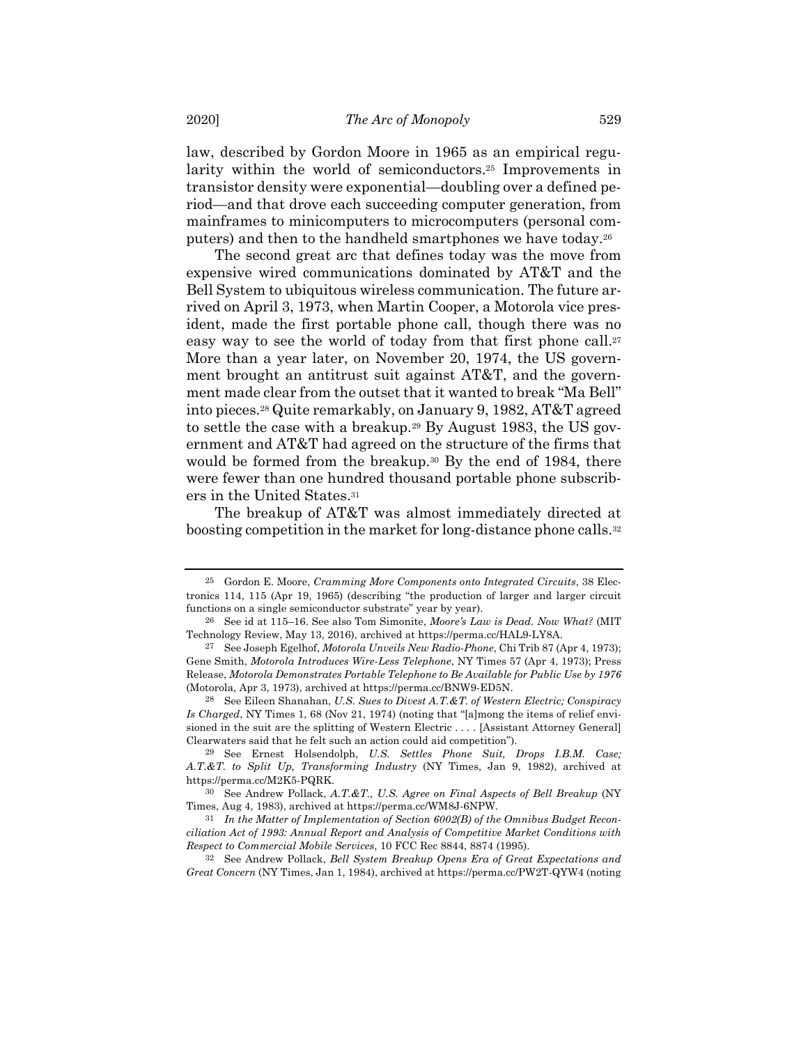law, described by Gordon Moore in 1965 as an empirical regularity within the world of semiconductors.[25] Improvements in transistor density were exponential—doubling over a defined period—and that drove each succeeding computer generation, from mainframes to minicomputers to microcomputers (personal computers) and then to the handheld smartphones we have today.[26]

The second great arc that defines today was the move from expensive wired communications dominated by AT&T and the Bell System to ubiquitous wireless communication. The future arrived on April 3, 1973, when Martin Cooper, a Motorola vice president, made the first portable phone call, though there was no easy way to see the world of today from that first phone call.[27] More than a year later, on November 20, 1974, the US government brought an antitrust suit against AT&T, and the government made clear from the outset that it wanted to break "Ma Bell" into pieces.[28] Quite remarkably, on January 9, 1982, AT&T agreed to settle the case with a breakup.[29] By August 1983, the US government and AT&T had agreed on the structure of the firms that would be formed from the breakup.[30] By the end of 1984, there were fewer than one hundred thousand portable phone subscribers in the United States.[31]

The breakup of AT&T was almost immediately directed at boosting competition in the market for long-distance phone calls.[32]

---

25 Gordon E. Moore, *Cramming More Components onto Integrated Circuits*, 38 Electronics 114, 115 (Apr 19, 1965) (describing "the production of larger and larger circuit functions on a single semiconductor substrate" year by year).

26 See id at 115–16. See also Tom Simonite, *Moore's Law is Dead. Now What?* (MIT Technology Review, May 13, 2016), archived at https://perma.cc/HAL9-LY8A.

27 See Joseph Egelhof, *Motorola Unveils New Radio-Phone*, Chi Trib 87 (Apr 4, 1973); Gene Smith, *Motorola Introduces Wire-Less Telephone*, NY Times 57 (Apr 4, 1973); Press Release, *Motorola Demonstrates Portable Telephone to Be Available for Public Use by 1976* (Motorola, Apr 3, 1973), archived at https://perma.cc/BNW9-ED5N.

28 See Eileen Shanahan, *U.S. Sues to Divest A.T.&T. of Western Electric; Conspiracy Is Charged*, NY Times 1, 68 (Nov 21, 1974) (noting that "[a]mong the items of relief envisioned in the suit are the splitting of Western Electric . . . . [Assistant Attorney General] Clearwaters said that he felt such an action could aid competition").

29 See Ernest Holsendolph, *U.S. Settles Phone Suit, Drops I.B.M. Case; A.T.&T. to Split Up, Transforming Industry* (NY Times, Jan 9, 1982), archived at https://perma.cc/M2K5-PQRK.

30 See Andrew Pollack, *A.T.&T., U.S. Agree on Final Aspects of Bell Breakup* (NY Times, Aug 4, 1983), archived at https://perma.cc/WM8J-6NPW.

31 *In the Matter of Implementation of Section 6002(B) of the Omnibus Budget Reconciliation Act of 1993: Annual Report and Analysis of Competitive Market Conditions with Respect to Commercial Mobile Services*, 10 FCC Rec 8844, 8874 (1995).

32 See Andrew Pollack, *Bell System Breakup Opens Era of Great Expectations and Great Concern* (NY Times, Jan 1, 1984), archived at https://perma.cc/PW2T-QYW4 (noting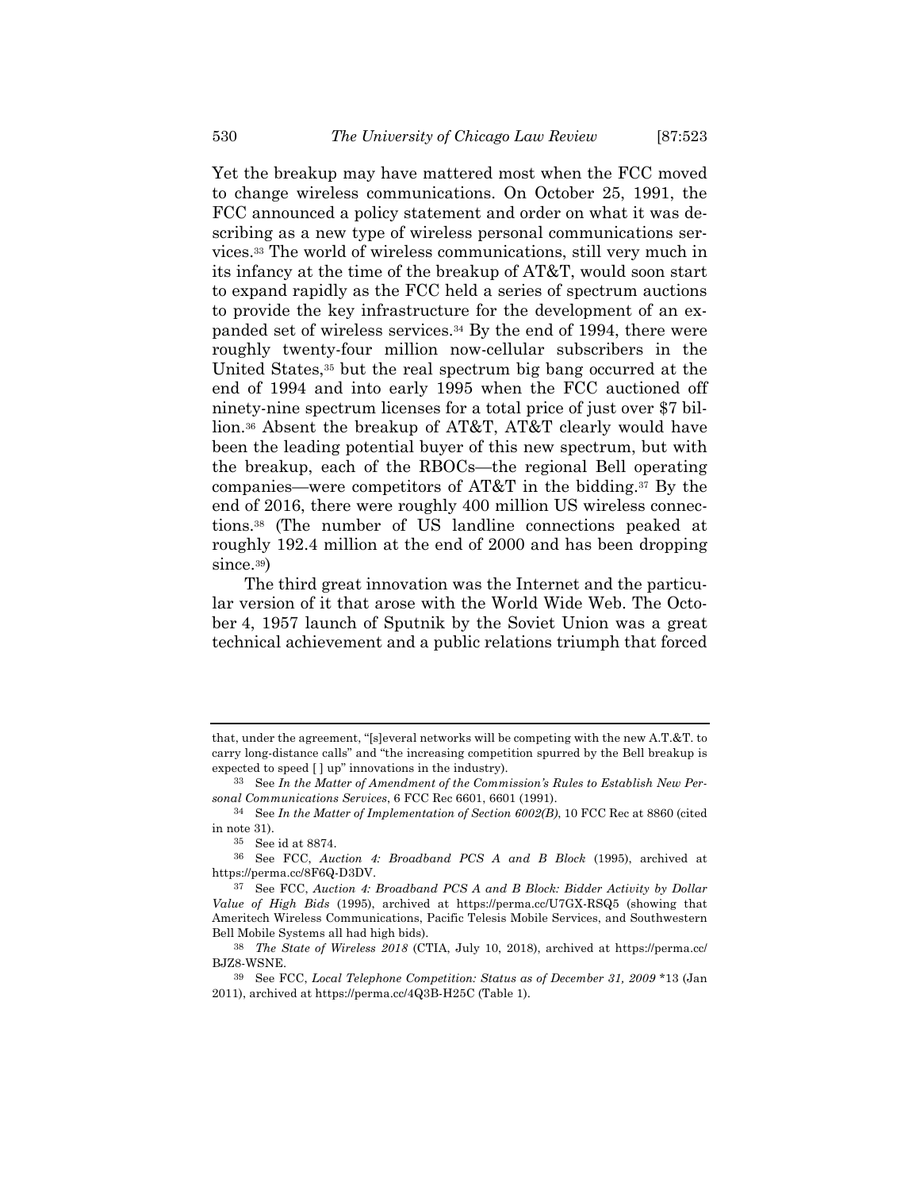Yet the breakup may have mattered most when the FCC moved to change wireless communications. On October 25, 1991, the FCC announced a policy statement and order on what it was describing as a new type of wireless personal communications services.[33] The world of wireless communications, still very much in its infancy at the time of the breakup of AT&T, would soon start to expand rapidly as the FCC held a series of spectrum auctions to provide the key infrastructure for the development of an expanded set of wireless services.[34] By the end of 1994, there were roughly twenty-four million now-cellular subscribers in the United States,[35] but the real spectrum big bang occurred at the end of 1994 and into early 1995 when the FCC auctioned off ninety-nine spectrum licenses for a total price of just over $7 billion.[36] Absent the breakup of AT&T, AT&T clearly would have been the leading potential buyer of this new spectrum, but with the breakup, each of the RBOCs—the regional Bell operating companies—were competitors of AT&T in the bidding.[37] By the end of 2016, there were roughly 400 million US wireless connections.[38] (The number of US landline connections peaked at roughly 192.4 million at the end of 2000 and has been dropping since.[39])

The third great innovation was the Internet and the particular version of it that arose with the World Wide Web. The October 4, 1957 launch of Sputnik by the Soviet Union was a great technical achievement and a public relations triumph that forced

---

that, under the agreement, "[s]everal networks will be competing with the new A.T.&T. to carry long-distance calls" and "the increasing competition spurred by the Bell breakup is expected to speed [ ] up" innovations in the industry).

[33] See *In the Matter of Amendment of the Commission's Rules to Establish New Personal Communications Services*, 6 FCC Rec 6601, 6601 (1991).

[34] See *In the Matter of Implementation of Section 6002(B)*, 10 FCC Rec at 8860 (cited in note 31).

[35] See id at 8874.

[36] See FCC, *Auction 4: Broadband PCS A and B Block* (1995), archived at https://perma.cc/8F6Q-D3DV.

[37] See FCC, *Auction 4: Broadband PCS A and B Block: Bidder Activity by Dollar Value of High Bids* (1995), archived at https://perma.cc/U7GX-RSQ5 (showing that Ameritech Wireless Communications, Pacific Telesis Mobile Services, and Southwestern Bell Mobile Systems all had high bids).

[38] *The State of Wireless 2018* (CTIA, July 10, 2018), archived at https://perma.cc/BJZ8-WSNE.

[39] See FCC, *Local Telephone Competition: Status as of December 31, 2009* *13 (Jan 2011), archived at https://perma.cc/4Q3B-H25C (Table 1).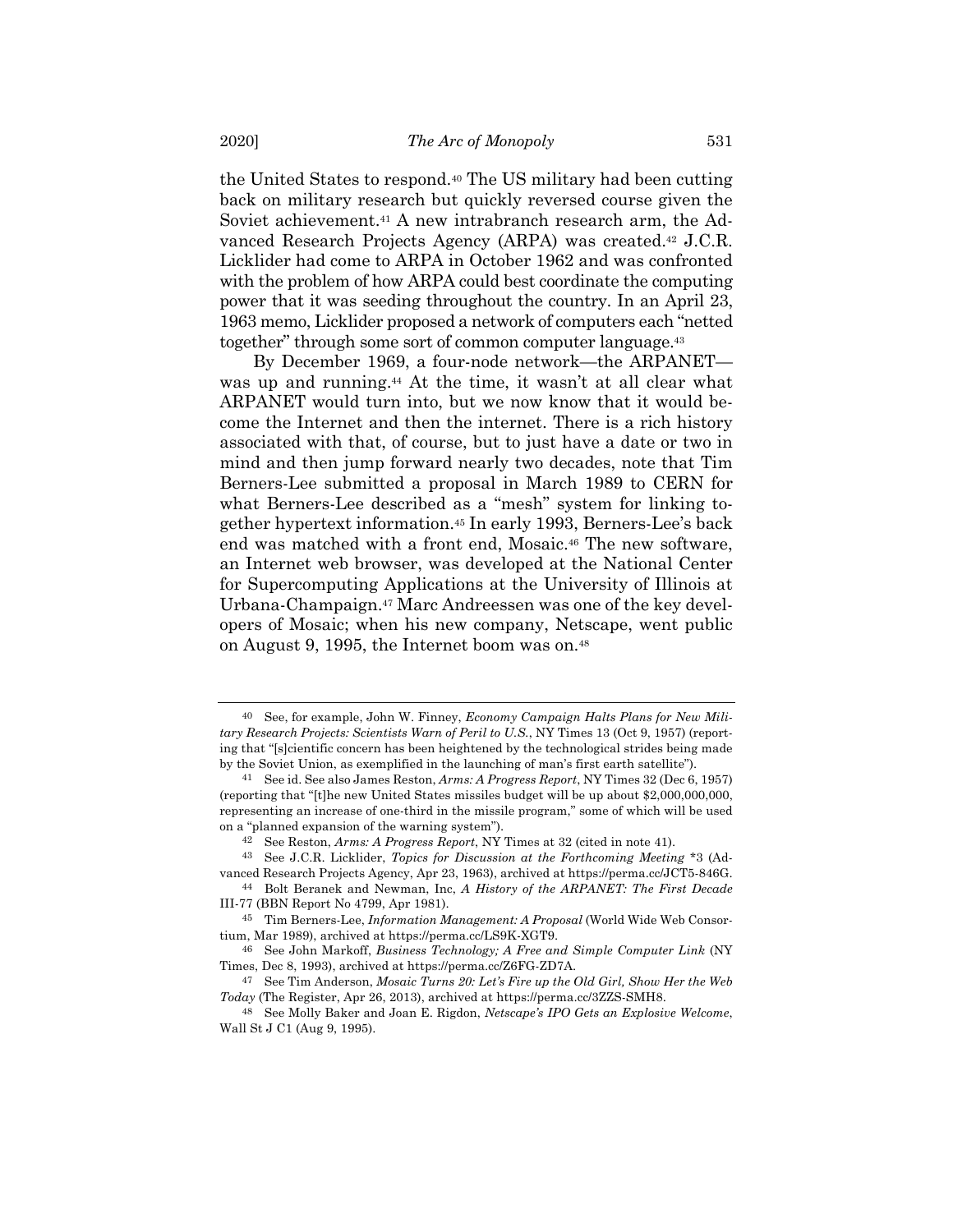the United States to respond.[40] The US military had been cutting back on military research but quickly reversed course given the Soviet achievement.[41] A new intrabranch research arm, the Advanced Research Projects Agency (ARPA) was created.[42] J.C.R. Licklider had come to ARPA in October 1962 and was confronted with the problem of how ARPA could best coordinate the computing power that it was seeding throughout the country. In an April 23, 1963 memo, Licklider proposed a network of computers each "netted together" through some sort of common computer language.[43]

By December 1969, a four-node network—the ARPANET—was up and running.[44] At the time, it wasn't at all clear what ARPANET would turn into, but we now know that it would become the Internet and then the internet. There is a rich history associated with that, of course, but to just have a date or two in mind and then jump forward nearly two decades, note that Tim Berners-Lee submitted a proposal in March 1989 to CERN for what Berners-Lee described as a "mesh" system for linking together hypertext information.[45] In early 1993, Berners-Lee's back end was matched with a front end, Mosaic.[46] The new software, an Internet web browser, was developed at the National Center for Supercomputing Applications at the University of Illinois at Urbana-Champaign.[47] Marc Andreessen was one of the key developers of Mosaic; when his new company, Netscape, went public on August 9, 1995, the Internet boom was on.[48]

---

40 See, for example, John W. Finney, *Economy Campaign Halts Plans for New Military Research Projects: Scientists Warn of Peril to U.S.*, NY Times 13 (Oct 9, 1957) (reporting that "[s]cientific concern has been heightened by the technological strides being made by the Soviet Union, as exemplified in the launching of man's first earth satellite").

41 See id. See also James Reston, *Arms: A Progress Report*, NY Times 32 (Dec 6, 1957) (reporting that "[t]he new United States missiles budget will be up about $2,000,000,000, representing an increase of one-third in the missile program," some of which will be used on a "planned expansion of the warning system").

42 See Reston, *Arms: A Progress Report*, NY Times at 32 (cited in note 41).

43 See J.C.R. Licklider, *Topics for Discussion at the Forthcoming Meeting* *3 (Advanced Research Projects Agency, Apr 23, 1963), archived at https://perma.cc/JCT5-846G.

44 Bolt Beranek and Newman, Inc, *A History of the ARPANET: The First Decade* III-77 (BBN Report No 4799, Apr 1981).

45 Tim Berners-Lee, *Information Management: A Proposal* (World Wide Web Consortium, Mar 1989), archived at https://perma.cc/LS9K-XGT9.

46 See John Markoff, *Business Technology; A Free and Simple Computer Link* (NY Times, Dec 8, 1993), archived at https://perma.cc/Z6FG-ZD7A.

47 See Tim Anderson, *Mosaic Turns 20: Let's Fire up the Old Girl, Show Her the Web Today* (The Register, Apr 26, 2013), archived at https://perma.cc/3ZZS-SMH8.

48 See Molly Baker and Joan E. Rigdon, *Netscape's IPO Gets an Explosive Welcome*, Wall St J C1 (Aug 9, 1995).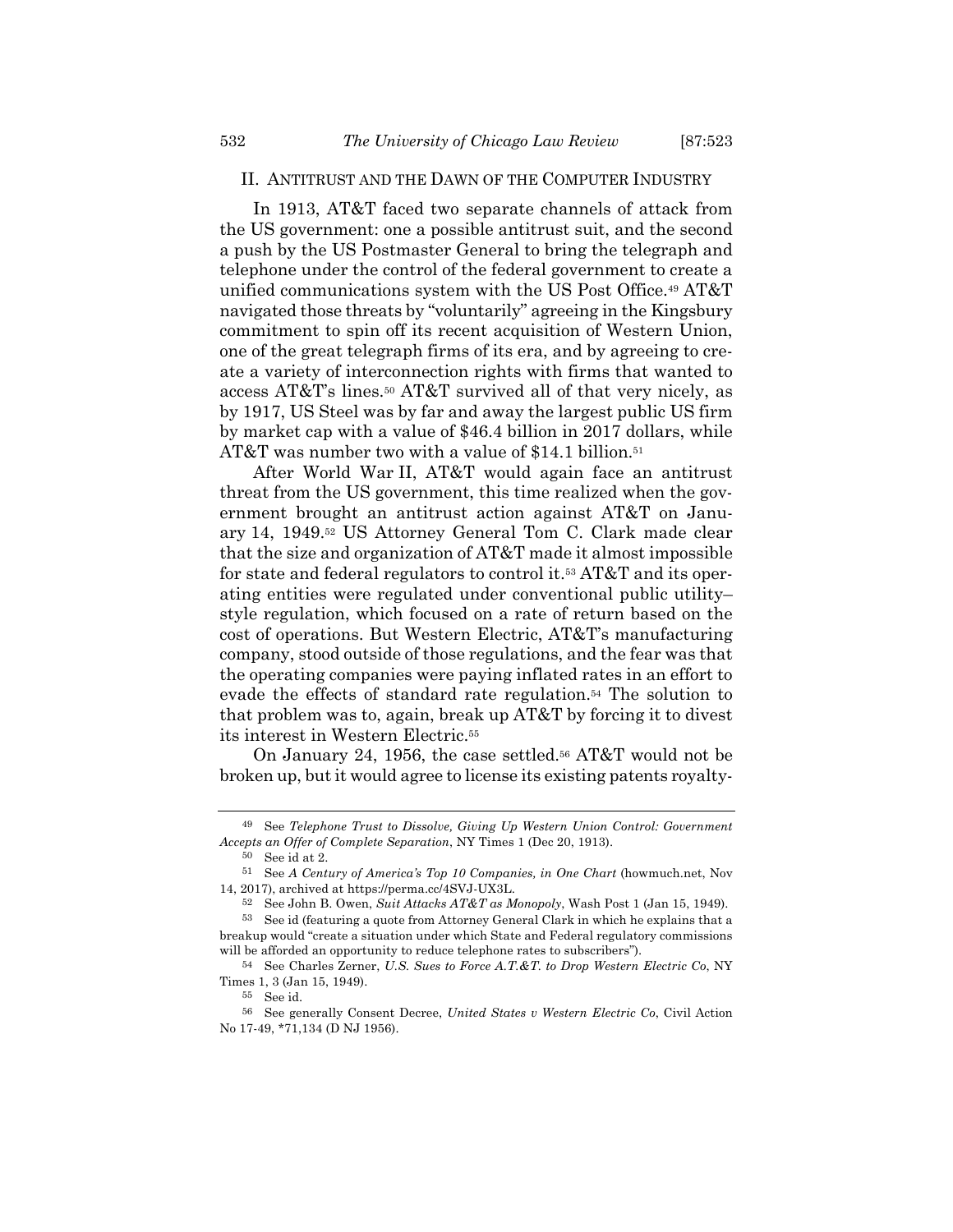## II. Antitrust and the Dawn of the Computer Industry

In 1913, AT&T faced two separate channels of attack from the US government: one a possible antitrust suit, and the second a push by the US Postmaster General to bring the telegraph and telephone under the control of the federal government to create a unified communications system with the US Post Office.[49] AT&T navigated those threats by "voluntarily" agreeing in the Kingsbury commitment to spin off its recent acquisition of Western Union, one of the great telegraph firms of its era, and by agreeing to create a variety of interconnection rights with firms that wanted to access AT&T's lines.[50] AT&T survived all of that very nicely, as by 1917, US Steel was by far and away the largest public US firm by market cap with a value of $46.4 billion in 2017 dollars, while AT&T was number two with a value of $14.1 billion.[51]

After World War II, AT&T would again face an antitrust threat from the US government, this time realized when the government brought an antitrust action against AT&T on January 14, 1949.[52] US Attorney General Tom C. Clark made clear that the size and organization of AT&T made it almost impossible for state and federal regulators to control it.[53] AT&T and its operating entities were regulated under conventional public utility–style regulation, which focused on a rate of return based on the cost of operations. But Western Electric, AT&T's manufacturing company, stood outside of those regulations, and the fear was that the operating companies were paying inflated rates in an effort to evade the effects of standard rate regulation.[54] The solution to that problem was to, again, break up AT&T by forcing it to divest its interest in Western Electric.[55]

On January 24, 1956, the case settled.[56] AT&T would not be broken up, but it would agree to license its existing patents royalty-

---

[49] See *Telephone Trust to Dissolve, Giving Up Western Union Control: Government Accepts an Offer of Complete Separation*, NY Times 1 (Dec 20, 1913).

[50] See id at 2.

[51] See *A Century of America's Top 10 Companies, in One Chart* (howmuch.net, Nov 14, 2017), archived at https://perma.cc/4SVJ-UX3L.

[52] See John B. Owen, *Suit Attacks AT&T as Monopoly*, Wash Post 1 (Jan 15, 1949).

[53] See id (featuring a quote from Attorney General Clark in which he explains that a breakup would "create a situation under which State and Federal regulatory commissions will be afforded an opportunity to reduce telephone rates to subscribers").

[54] See Charles Zerner, *U.S. Sues to Force A.T.&T. to Drop Western Electric Co*, NY Times 1, 3 (Jan 15, 1949).

[55] See id.

[56] See generally Consent Decree, *United States v Western Electric Co*, Civil Action No 17-49, *71,134 (D NJ 1956).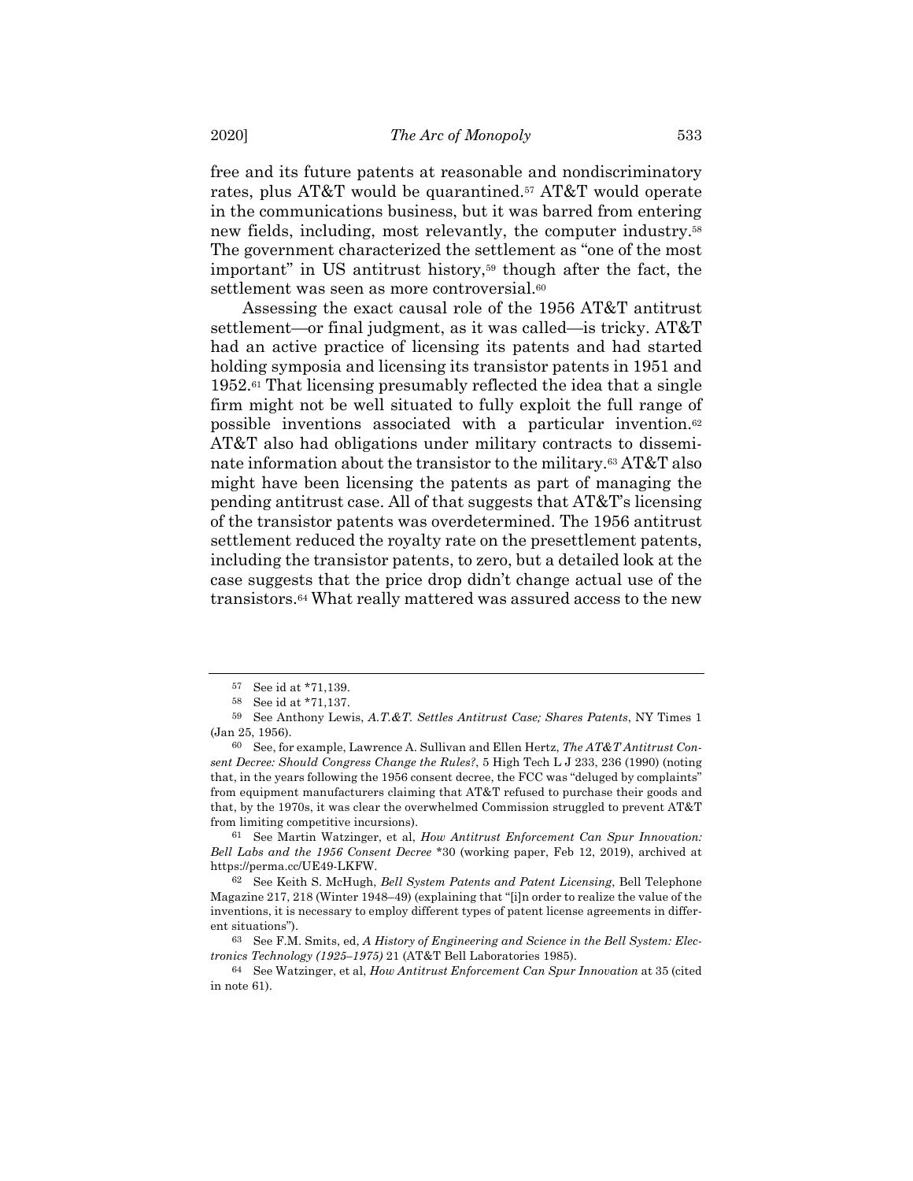free and its future patents at reasonable and nondiscriminatory rates, plus AT&T would be quarantined.[57] AT&T would operate in the communications business, but it was barred from entering new fields, including, most relevantly, the computer industry.[58] The government characterized the settlement as "one of the most important" in US antitrust history,[59] though after the fact, the settlement was seen as more controversial.[60]

Assessing the exact causal role of the 1956 AT&T antitrust settlement—or final judgment, as it was called—is tricky. AT&T had an active practice of licensing its patents and had started holding symposia and licensing its transistor patents in 1951 and 1952.[61] That licensing presumably reflected the idea that a single firm might not be well situated to fully exploit the full range of possible inventions associated with a particular invention.[62] AT&T also had obligations under military contracts to disseminate information about the transistor to the military.[63] AT&T also might have been licensing the patents as part of managing the pending antitrust case. All of that suggests that AT&T's licensing of the transistor patents was overdetermined. The 1956 antitrust settlement reduced the royalty rate on the presettlement patents, including the transistor patents, to zero, but a detailed look at the case suggests that the price drop didn't change actual use of the transistors.[64] What really mattered was assured access to the new

---

[57] See id at *71,139.

[58] See id at *71,137.

[59] See Anthony Lewis, *A.T.&T. Settles Antitrust Case; Shares Patents*, NY Times 1 (Jan 25, 1956).

[60] See, for example, Lawrence A. Sullivan and Ellen Hertz, *The AT&T Antitrust Consent Decree: Should Congress Change the Rules?*, 5 High Tech L J 233, 236 (1990) (noting that, in the years following the 1956 consent decree, the FCC was "deluged by complaints" from equipment manufacturers claiming that AT&T refused to purchase their goods and that, by the 1970s, it was clear the overwhelmed Commission struggled to prevent AT&T from limiting competitive incursions).

[61] See Martin Watzinger, et al, *How Antitrust Enforcement Can Spur Innovation: Bell Labs and the 1956 Consent Decree* *30 (working paper, Feb 12, 2019), archived at https://perma.cc/UE49-LKFW.

[62] See Keith S. McHugh, *Bell System Patents and Patent Licensing*, Bell Telephone Magazine 217, 218 (Winter 1948–49) (explaining that "[i]n order to realize the value of the inventions, it is necessary to employ different types of patent license agreements in different situations").

[63] See F.M. Smits, ed, *A History of Engineering and Science in the Bell System: Electronics Technology (1925–1975)* 21 (AT&T Bell Laboratories 1985).

[64] See Watzinger, et al, *How Antitrust Enforcement Can Spur Innovation* at 35 (cited in note 61).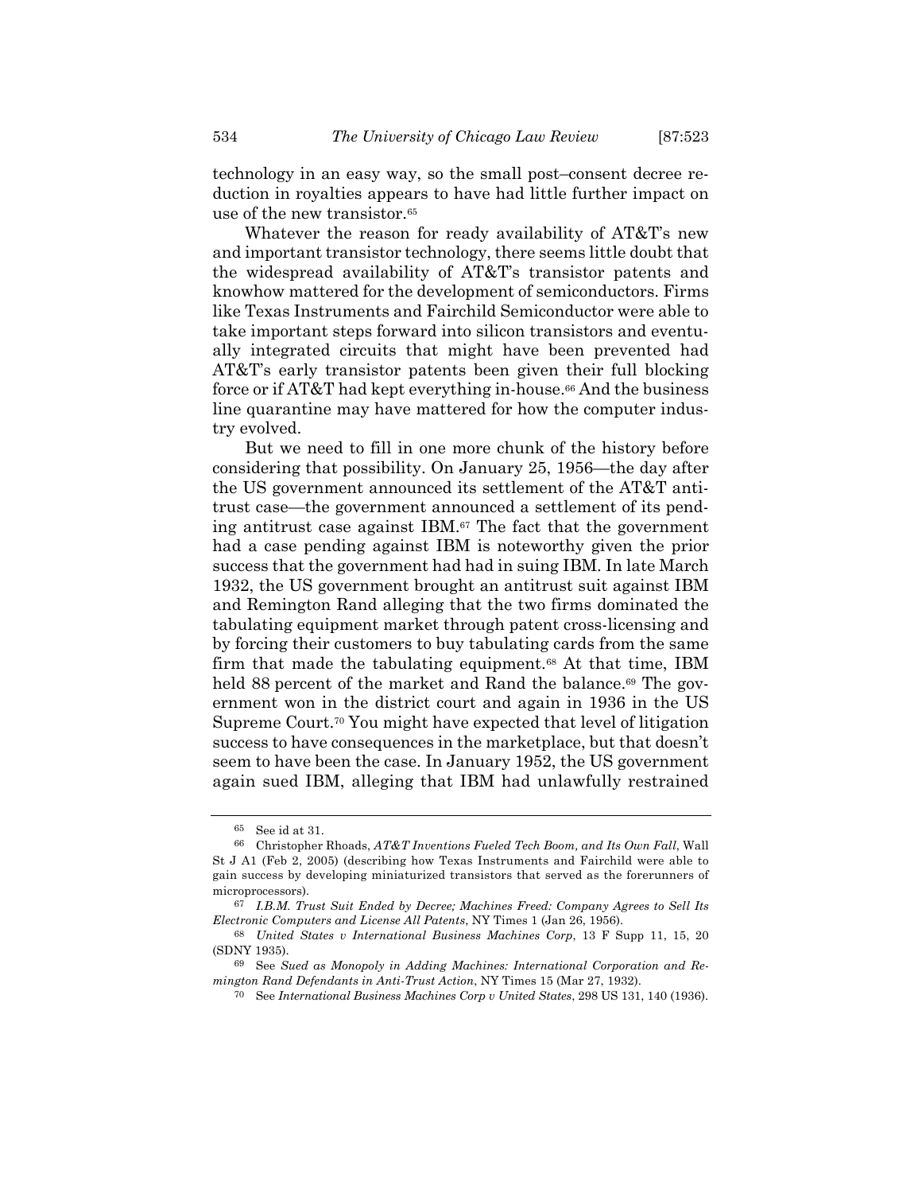technology in an easy way, so the small post–consent decree reduction in royalties appears to have had little further impact on use of the new transistor.[65]

Whatever the reason for ready availability of AT&T's new and important transistor technology, there seems little doubt that the widespread availability of AT&T's transistor patents and knowhow mattered for the development of semiconductors. Firms like Texas Instruments and Fairchild Semiconductor were able to take important steps forward into silicon transistors and eventually integrated circuits that might have been prevented had AT&T's early transistor patents been given their full blocking force or if AT&T had kept everything in-house.[66] And the business line quarantine may have mattered for how the computer industry evolved.

But we need to fill in one more chunk of the history before considering that possibility. On January 25, 1956—the day after the US government announced its settlement of the AT&T antitrust case—the government announced a settlement of its pending antitrust case against IBM.[67] The fact that the government had a case pending against IBM is noteworthy given the prior success that the government had had in suing IBM. In late March 1932, the US government brought an antitrust suit against IBM and Remington Rand alleging that the two firms dominated the tabulating equipment market through patent cross-licensing and by forcing their customers to buy tabulating cards from the same firm that made the tabulating equipment.[68] At that time, IBM held 88 percent of the market and Rand the balance.[69] The government won in the district court and again in 1936 in the US Supreme Court.[70] You might have expected that level of litigation success to have consequences in the marketplace, but that doesn't seem to have been the case. In January 1952, the US government again sued IBM, alleging that IBM had unlawfully restrained

---

[65] See id at 31.

[66] Christopher Rhoads, *AT&T Inventions Fueled Tech Boom, and Its Own Fall*, Wall St J A1 (Feb 2, 2005) (describing how Texas Instruments and Fairchild were able to gain success by developing miniaturized transistors that served as the forerunners of microprocessors).

[67] *I.B.M. Trust Suit Ended by Decree; Machines Freed: Company Agrees to Sell Its Electronic Computers and License All Patents*, NY Times 1 (Jan 26, 1956).

[68] *United States v International Business Machines Corp*, 13 F Supp 11, 15, 20 (SDNY 1935).

[69] See *Sued as Monopoly in Adding Machines: International Corporation and Remington Rand Defendants in Anti-Trust Action*, NY Times 15 (Mar 27, 1932).

[70] See *International Business Machines Corp v United States*, 298 US 131, 140 (1936).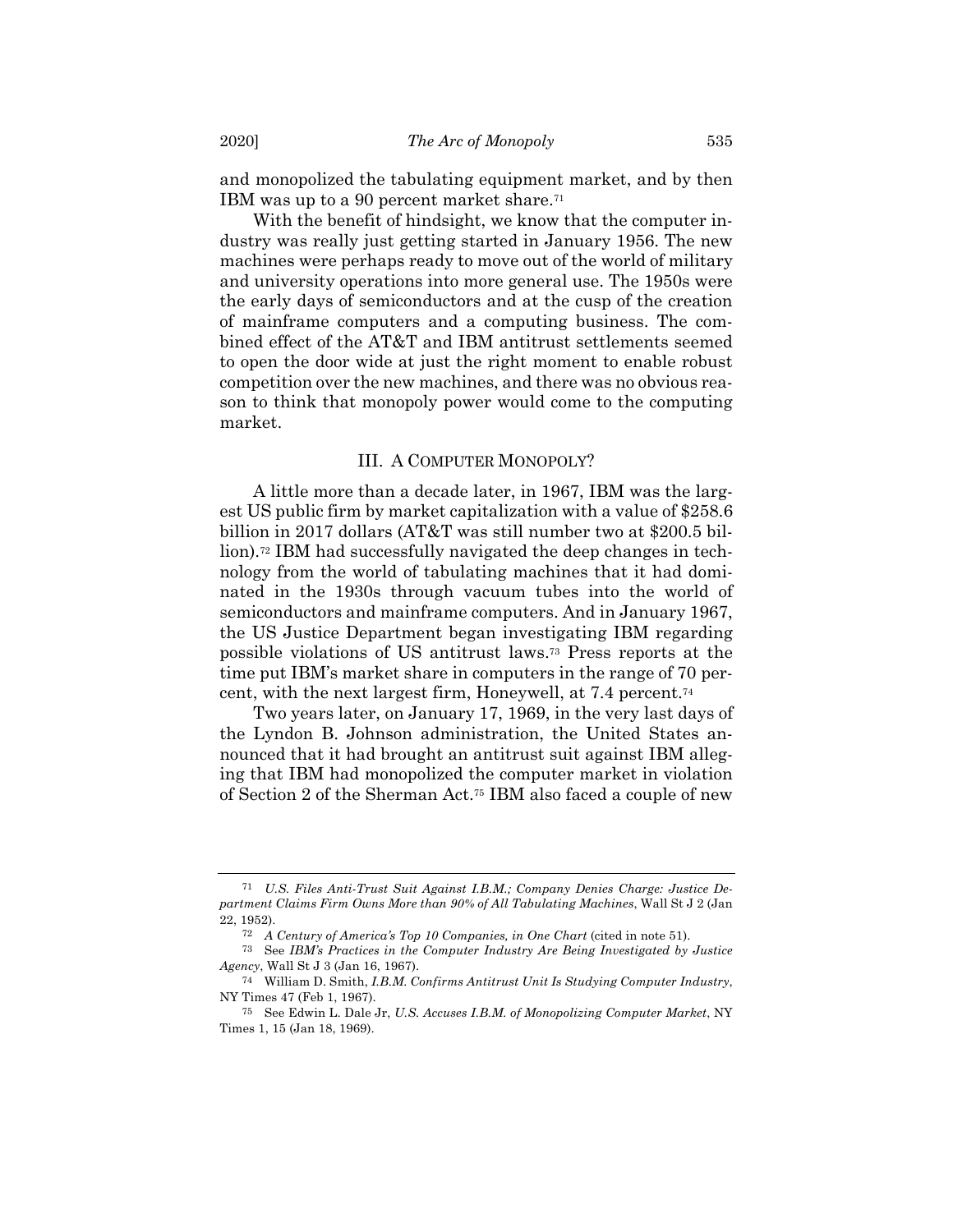and monopolized the tabulating equipment market, and by then IBM was up to a 90 percent market share.[71]

With the benefit of hindsight, we know that the computer industry was really just getting started in January 1956. The new machines were perhaps ready to move out of the world of military and university operations into more general use. The 1950s were the early days of semiconductors and at the cusp of the creation of mainframe computers and a computing business. The combined effect of the AT&T and IBM antitrust settlements seemed to open the door wide at just the right moment to enable robust competition over the new machines, and there was no obvious reason to think that monopoly power would come to the computing market.

## III. A COMPUTER MONOPOLY?

A little more than a decade later, in 1967, IBM was the largest US public firm by market capitalization with a value of $258.6 billion in 2017 dollars (AT&T was still number two at $200.5 billion).[72] IBM had successfully navigated the deep changes in technology from the world of tabulating machines that it had dominated in the 1930s through vacuum tubes into the world of semiconductors and mainframe computers. And in January 1967, the US Justice Department began investigating IBM regarding possible violations of US antitrust laws.[73] Press reports at the time put IBM's market share in computers in the range of 70 percent, with the next largest firm, Honeywell, at 7.4 percent.[74]

Two years later, on January 17, 1969, in the very last days of the Lyndon B. Johnson administration, the United States announced that it had brought an antitrust suit against IBM alleging that IBM had monopolized the computer market in violation of Section 2 of the Sherman Act.[75] IBM also faced a couple of new

---

[71] *U.S. Files Anti-Trust Suit Against I.B.M.; Company Denies Charge: Justice Department Claims Firm Owns More than 90% of All Tabulating Machines*, Wall St J 2 (Jan 22, 1952).

[72] *A Century of America's Top 10 Companies, in One Chart* (cited in note 51).

[73] See *IBM's Practices in the Computer Industry Are Being Investigated by Justice Agency*, Wall St J 3 (Jan 16, 1967).

[74] William D. Smith, *I.B.M. Confirms Antitrust Unit Is Studying Computer Industry*, NY Times 47 (Feb 1, 1967).

[75] See Edwin L. Dale Jr, *U.S. Accuses I.B.M. of Monopolizing Computer Market*, NY Times 1, 15 (Jan 18, 1969).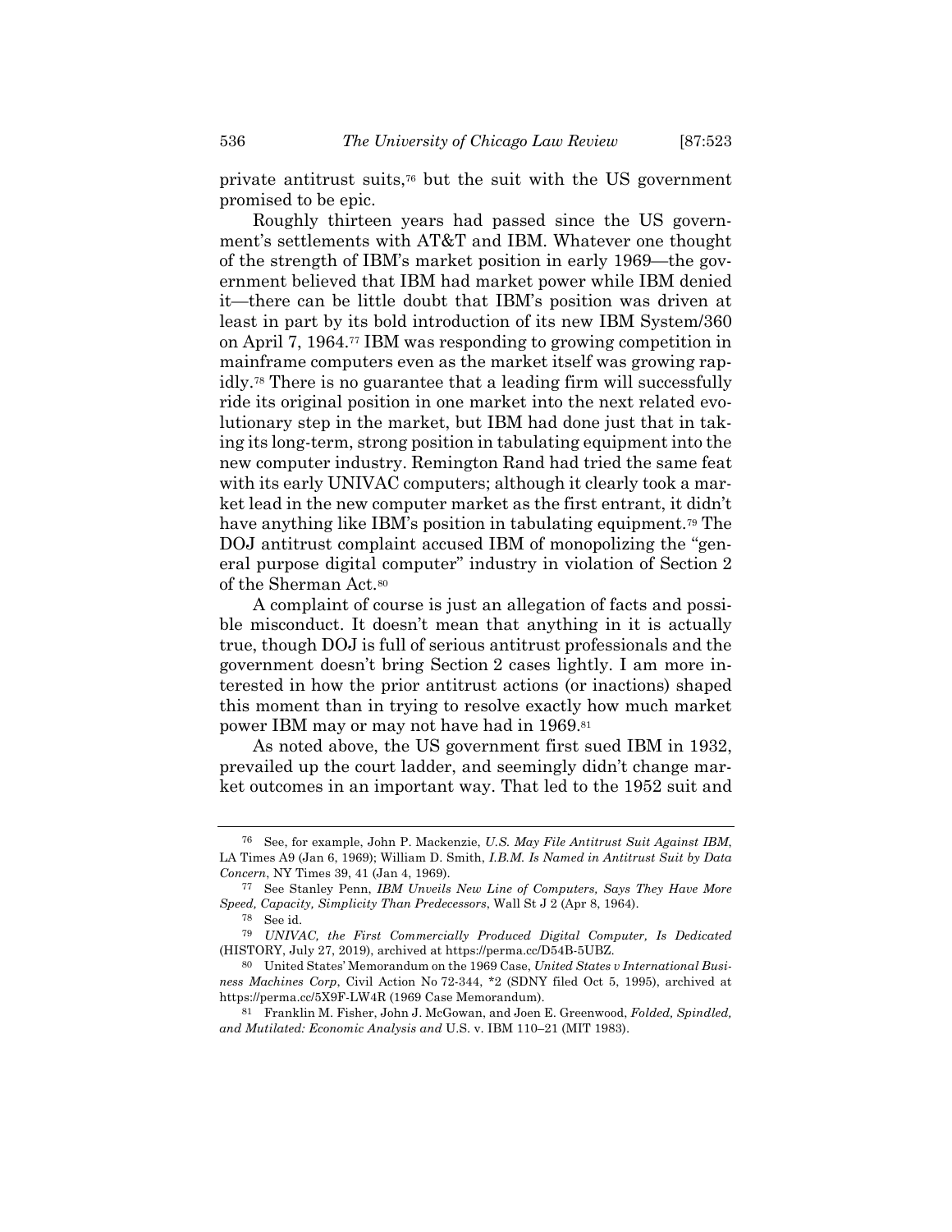private antitrust suits,[76] but the suit with the US government promised to be epic.

Roughly thirteen years had passed since the US government's settlements with AT&T and IBM. Whatever one thought of the strength of IBM's market position in early 1969—the government believed that IBM had market power while IBM denied it—there can be little doubt that IBM's position was driven at least in part by its bold introduction of its new IBM System/360 on April 7, 1964.[77] IBM was responding to growing competition in mainframe computers even as the market itself was growing rapidly.[78] There is no guarantee that a leading firm will successfully ride its original position in one market into the next related evolutionary step in the market, but IBM had done just that in taking its long-term, strong position in tabulating equipment into the new computer industry. Remington Rand had tried the same feat with its early UNIVAC computers; although it clearly took a market lead in the new computer market as the first entrant, it didn't have anything like IBM's position in tabulating equipment.[79] The DOJ antitrust complaint accused IBM of monopolizing the "general purpose digital computer" industry in violation of Section 2 of the Sherman Act.[80]

A complaint of course is just an allegation of facts and possible misconduct. It doesn't mean that anything in it is actually true, though DOJ is full of serious antitrust professionals and the government doesn't bring Section 2 cases lightly. I am more interested in how the prior antitrust actions (or inactions) shaped this moment than in trying to resolve exactly how much market power IBM may or may not have had in 1969.[81]

As noted above, the US government first sued IBM in 1932, prevailed up the court ladder, and seemingly didn't change market outcomes in an important way. That led to the 1952 suit and

---

[76] See, for example, John P. Mackenzie, *U.S. May File Antitrust Suit Against IBM*, LA Times A9 (Jan 6, 1969); William D. Smith, *I.B.M. Is Named in Antitrust Suit by Data Concern*, NY Times 39, 41 (Jan 4, 1969).

[77] See Stanley Penn, *IBM Unveils New Line of Computers, Says They Have More Speed, Capacity, Simplicity Than Predecessors*, Wall St J 2 (Apr 8, 1964).

[78] See id.

[79] *UNIVAC, the First Commercially Produced Digital Computer, Is Dedicated* (HISTORY, July 27, 2019), archived at https://perma.cc/D54B-5UBZ.

[80] United States' Memorandum on the 1969 Case, *United States v International Business Machines Corp*, Civil Action No 72-344, *2 (SDNY filed Oct 5, 1995), archived at https://perma.cc/5X9F-LW4R (1969 Case Memorandum).

[81] Franklin M. Fisher, John J. McGowan, and Joen E. Greenwood, *Folded, Spindled, and Mutilated: Economic Analysis and* U.S. v. IBM 110–21 (MIT 1983).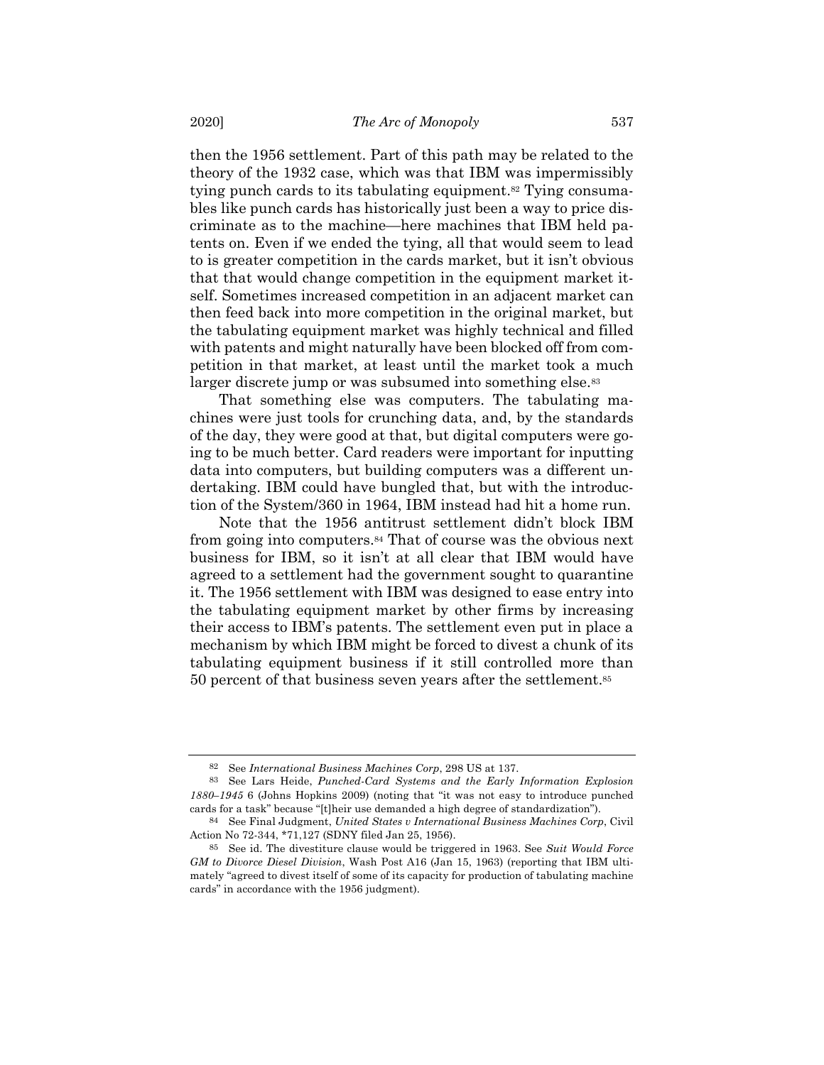then the 1956 settlement. Part of this path may be related to the theory of the 1932 case, which was that IBM was impermissibly tying punch cards to its tabulating equipment.[82] Tying consumables like punch cards has historically just been a way to price discriminate as to the machine—here machines that IBM held patents on. Even if we ended the tying, all that would seem to lead to is greater competition in the cards market, but it isn't obvious that that would change competition in the equipment market itself. Sometimes increased competition in an adjacent market can then feed back into more competition in the original market, but the tabulating equipment market was highly technical and filled with patents and might naturally have been blocked off from competition in that market, at least until the market took a much larger discrete jump or was subsumed into something else.[83]

That something else was computers. The tabulating machines were just tools for crunching data, and, by the standards of the day, they were good at that, but digital computers were going to be much better. Card readers were important for inputting data into computers, but building computers was a different undertaking. IBM could have bungled that, but with the introduction of the System/360 in 1964, IBM instead had hit a home run.

Note that the 1956 antitrust settlement didn't block IBM from going into computers.[84] That of course was the obvious next business for IBM, so it isn't at all clear that IBM would have agreed to a settlement had the government sought to quarantine it. The 1956 settlement with IBM was designed to ease entry into the tabulating equipment market by other firms by increasing their access to IBM's patents. The settlement even put in place a mechanism by which IBM might be forced to divest a chunk of its tabulating equipment business if it still controlled more than 50 percent of that business seven years after the settlement.[85]

---

[82] See *International Business Machines Corp*, 298 US at 137.

[83] See Lars Heide, *Punched-Card Systems and the Early Information Explosion 1880–1945* 6 (Johns Hopkins 2009) (noting that "it was not easy to introduce punched cards for a task" because "[t]heir use demanded a high degree of standardization").

[84] See Final Judgment, *United States v International Business Machines Corp*, Civil Action No 72-344, *71,127 (SDNY filed Jan 25, 1956).

[85] See id. The divestiture clause would be triggered in 1963. See *Suit Would Force GM to Divorce Diesel Division*, Wash Post A16 (Jan 15, 1963) (reporting that IBM ultimately "agreed to divest itself of some of its capacity for production of tabulating machine cards" in accordance with the 1956 judgment).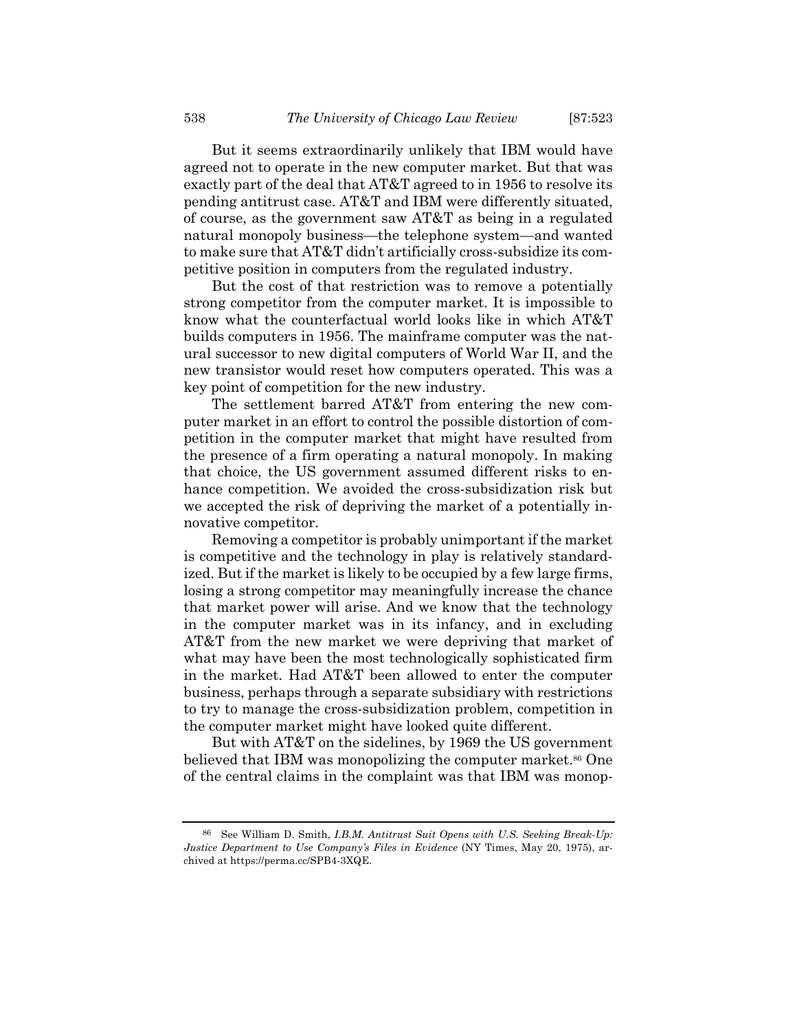But it seems extraordinarily unlikely that IBM would have agreed not to operate in the new computer market. But that was exactly part of the deal that AT&T agreed to in 1956 to resolve its pending antitrust case. AT&T and IBM were differently situated, of course, as the government saw AT&T as being in a regulated natural monopoly business—the telephone system—and wanted to make sure that AT&T didn't artificially cross-subsidize its competitive position in computers from the regulated industry.

But the cost of that restriction was to remove a potentially strong competitor from the computer market. It is impossible to know what the counterfactual world looks like in which AT&T builds computers in 1956. The mainframe computer was the natural successor to new digital computers of World War II, and the new transistor would reset how computers operated. This was a key point of competition for the new industry.

The settlement barred AT&T from entering the new computer market in an effort to control the possible distortion of competition in the computer market that might have resulted from the presence of a firm operating a natural monopoly. In making that choice, the US government assumed different risks to enhance competition. We avoided the cross-subsidization risk but we accepted the risk of depriving the market of a potentially innovative competitor.

Removing a competitor is probably unimportant if the market is competitive and the technology in play is relatively standardized. But if the market is likely to be occupied by a few large firms, losing a strong competitor may meaningfully increase the chance that market power will arise. And we know that the technology in the computer market was in its infancy, and in excluding AT&T from the new market we were depriving that market of what may have been the most technologically sophisticated firm in the market. Had AT&T been allowed to enter the computer business, perhaps through a separate subsidiary with restrictions to try to manage the cross-subsidization problem, competition in the computer market might have looked quite different.

But with AT&T on the sidelines, by 1969 the US government believed that IBM was monopolizing the computer market.[86] One of the central claims in the complaint was that IBM was monop-

---

[86] See William D. Smith, *I.B.M. Antitrust Suit Opens with U.S. Seeking Break-Up: Justice Department to Use Company's Files in Evidence* (NY Times, May 20, 1975), archived at https://perma.cc/SPB4-3XQE.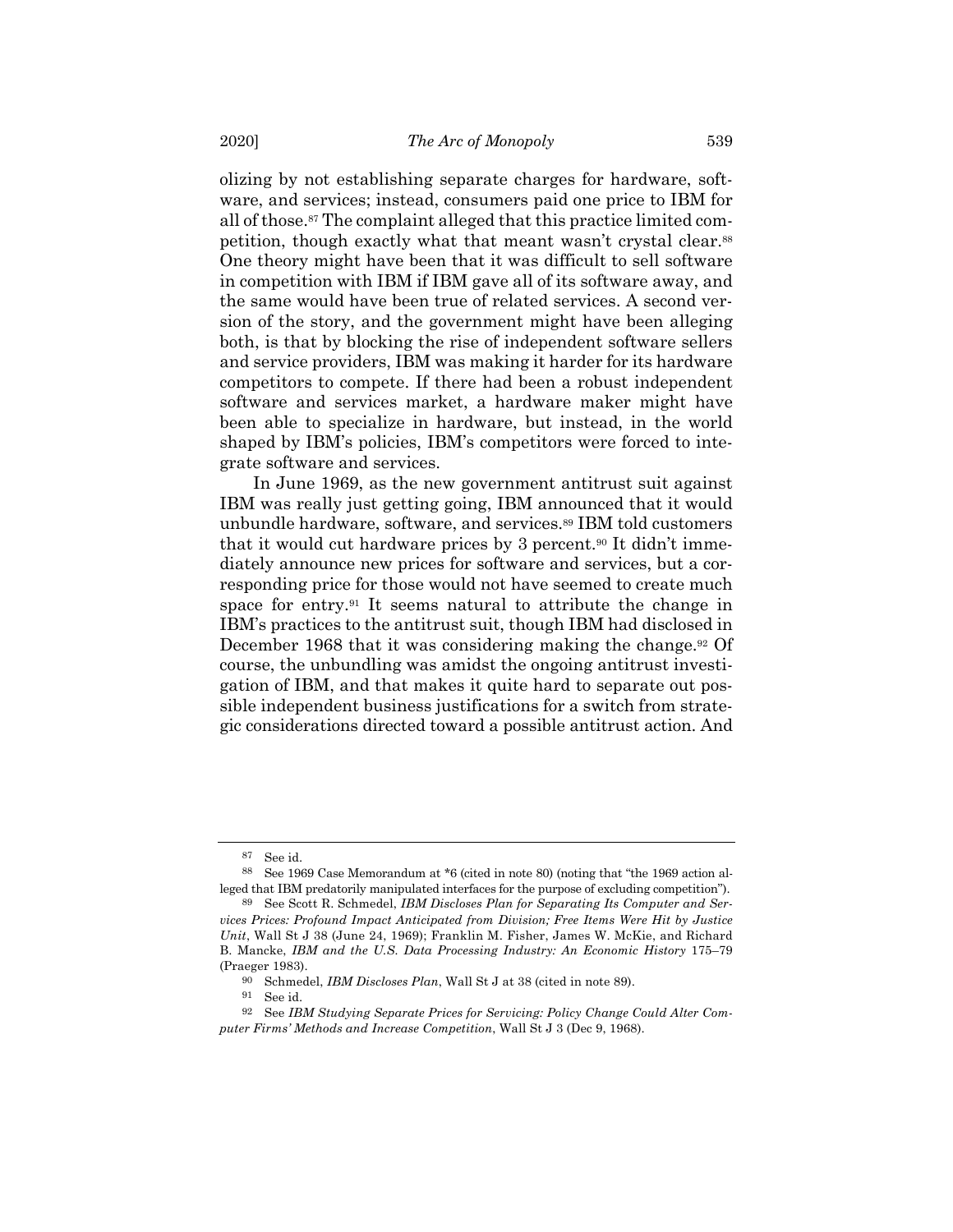olizing by not establishing separate charges for hardware, software, and services; instead, consumers paid one price to IBM for all of those.[87] The complaint alleged that this practice limited competition, though exactly what that meant wasn't crystal clear.[88] One theory might have been that it was difficult to sell software in competition with IBM if IBM gave all of its software away, and the same would have been true of related services. A second version of the story, and the government might have been alleging both, is that by blocking the rise of independent software sellers and service providers, IBM was making it harder for its hardware competitors to compete. If there had been a robust independent software and services market, a hardware maker might have been able to specialize in hardware, but instead, in the world shaped by IBM's policies, IBM's competitors were forced to integrate software and services.

In June 1969, as the new government antitrust suit against IBM was really just getting going, IBM announced that it would unbundle hardware, software, and services.[89] IBM told customers that it would cut hardware prices by 3 percent.[90] It didn't immediately announce new prices for software and services, but a corresponding price for those would not have seemed to create much space for entry.[91] It seems natural to attribute the change in IBM's practices to the antitrust suit, though IBM had disclosed in December 1968 that it was considering making the change.[92] Of course, the unbundling was amidst the ongoing antitrust investigation of IBM, and that makes it quite hard to separate out possible independent business justifications for a switch from strategic considerations directed toward a possible antitrust action. And

---

[87] See id.

[88] See 1969 Case Memorandum at *6 (cited in note 80) (noting that "the 1969 action alleged that IBM predatorily manipulated interfaces for the purpose of excluding competition").

[89] See Scott R. Schmedel, *IBM Discloses Plan for Separating Its Computer and Services Prices: Profound Impact Anticipated from Division; Free Items Were Hit by Justice Unit*, Wall St J 38 (June 24, 1969); Franklin M. Fisher, James W. McKie, and Richard B. Mancke, *IBM and the U.S. Data Processing Industry: An Economic History* 175–79 (Praeger 1983).

[90] Schmedel, *IBM Discloses Plan*, Wall St J at 38 (cited in note 89).

[91] See id.

[92] See *IBM Studying Separate Prices for Servicing: Policy Change Could Alter Computer Firms' Methods and Increase Competition*, Wall St J 3 (Dec 9, 1968).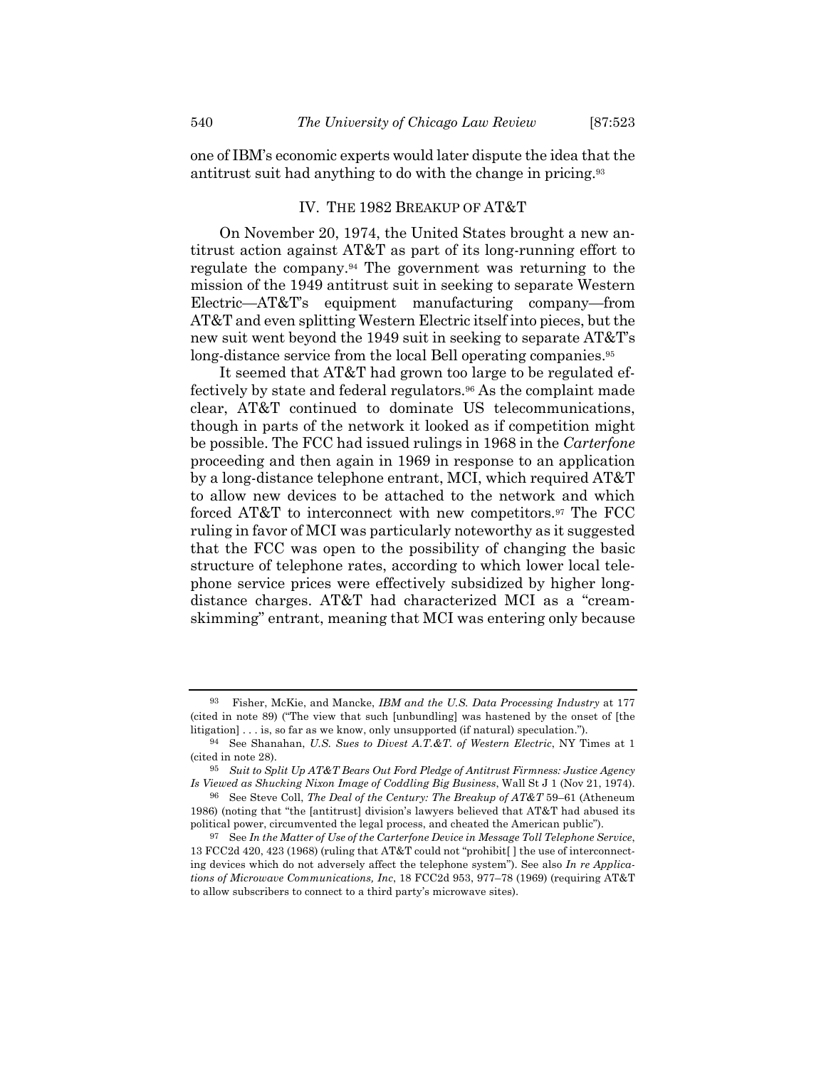one of IBM's economic experts would later dispute the idea that the antitrust suit had anything to do with the change in pricing.[93]

## IV. THE 1982 BREAKUP OF AT&T

On November 20, 1974, the United States brought a new antitrust action against AT&T as part of its long-running effort to regulate the company.[94] The government was returning to the mission of the 1949 antitrust suit in seeking to separate Western Electric—AT&T's equipment manufacturing company—from AT&T and even splitting Western Electric itself into pieces, but the new suit went beyond the 1949 suit in seeking to separate AT&T's long-distance service from the local Bell operating companies.[95]

It seemed that AT&T had grown too large to be regulated effectively by state and federal regulators.[96] As the complaint made clear, AT&T continued to dominate US telecommunications, though in parts of the network it looked as if competition might be possible. The FCC had issued rulings in 1968 in the *Carterfone* proceeding and then again in 1969 in response to an application by a long-distance telephone entrant, MCI, which required AT&T to allow new devices to be attached to the network and which forced AT&T to interconnect with new competitors.[97] The FCC ruling in favor of MCI was particularly noteworthy as it suggested that the FCC was open to the possibility of changing the basic structure of telephone rates, according to which lower local telephone service prices were effectively subsidized by higher long-distance charges. AT&T had characterized MCI as a "cream-skimming" entrant, meaning that MCI was entering only because

---

[93] Fisher, McKie, and Mancke, *IBM and the U.S. Data Processing Industry* at 177 (cited in note 89) ("The view that such [unbundling] was hastened by the onset of [the litigation] . . . is, so far as we know, only unsupported (if natural) speculation.").

[94] See Shanahan, *U.S. Sues to Divest A.T.&T. of Western Electric*, NY Times at 1 (cited in note 28).

[95] *Suit to Split Up AT&T Bears Out Ford Pledge of Antitrust Firmness: Justice Agency Is Viewed as Shucking Nixon Image of Coddling Big Business*, Wall St J 1 (Nov 21, 1974).

[96] See Steve Coll, *The Deal of the Century: The Breakup of AT&T* 59–61 (Atheneum 1986) (noting that "the [antitrust] division's lawyers believed that AT&T had abused its political power, circumvented the legal process, and cheated the American public").

[97] See *In the Matter of Use of the Carterfone Device in Message Toll Telephone Service*, 13 FCC2d 420, 423 (1968) (ruling that AT&T could not "prohibit[ ] the use of interconnecting devices which do not adversely affect the telephone system"). See also *In re Applications of Microwave Communications, Inc*, 18 FCC2d 953, 977–78 (1969) (requiring AT&T to allow subscribers to connect to a third party's microwave sites).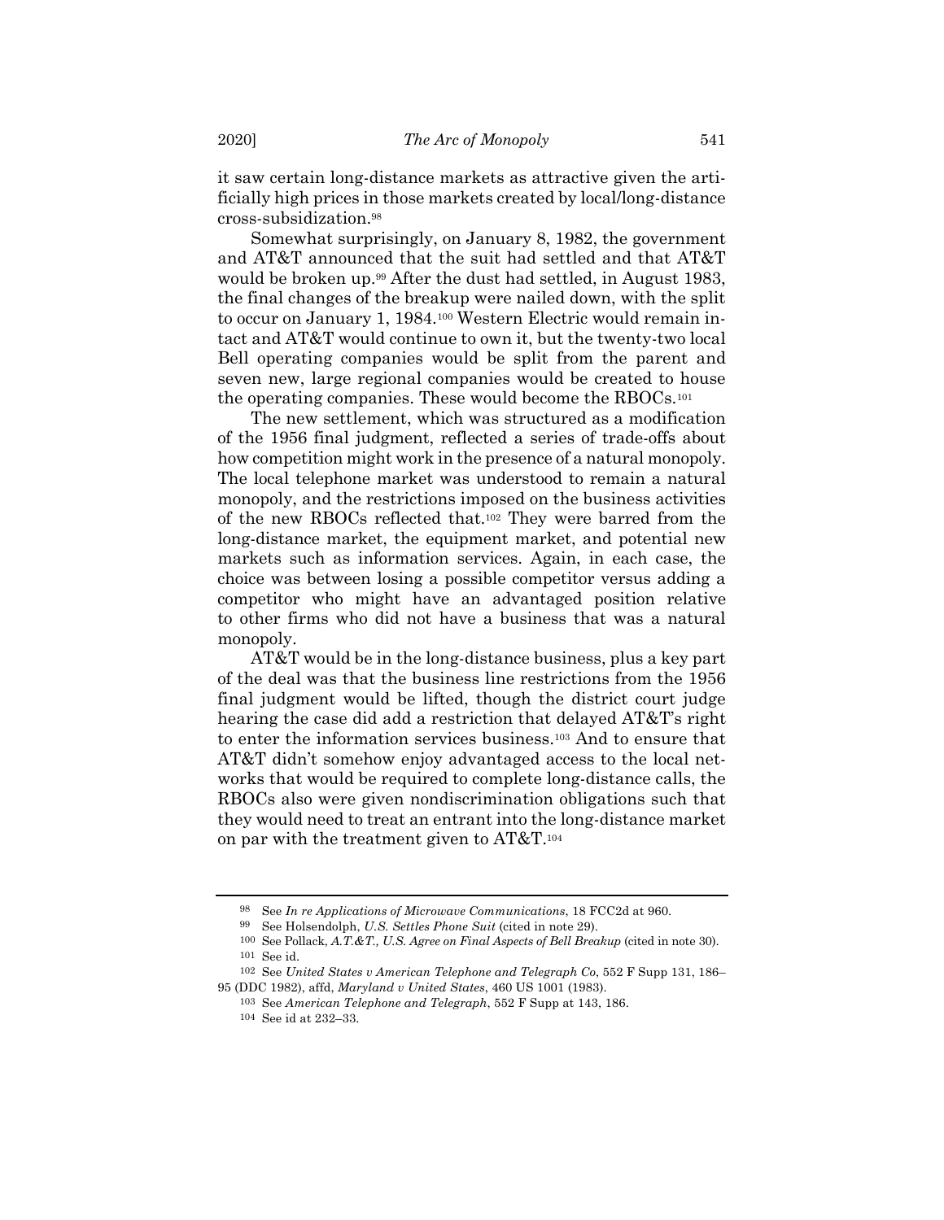it saw certain long-distance markets as attractive given the artificially high prices in those markets created by local/long-distance cross-subsidization.[98]

Somewhat surprisingly, on January 8, 1982, the government and AT&T announced that the suit had settled and that AT&T would be broken up.[99] After the dust had settled, in August 1983, the final changes of the breakup were nailed down, with the split to occur on January 1, 1984.[100] Western Electric would remain intact and AT&T would continue to own it, but the twenty-two local Bell operating companies would be split from the parent and seven new, large regional companies would be created to house the operating companies. These would become the RBOCs.[101]

The new settlement, which was structured as a modification of the 1956 final judgment, reflected a series of trade-offs about how competition might work in the presence of a natural monopoly. The local telephone market was understood to remain a natural monopoly, and the restrictions imposed on the business activities of the new RBOCs reflected that.[102] They were barred from the long-distance market, the equipment market, and potential new markets such as information services. Again, in each case, the choice was between losing a possible competitor versus adding a competitor who might have an advantaged position relative to other firms who did not have a business that was a natural monopoly.

AT&T would be in the long-distance business, plus a key part of the deal was that the business line restrictions from the 1956 final judgment would be lifted, though the district court judge hearing the case did add a restriction that delayed AT&T's right to enter the information services business.[103] And to ensure that AT&T didn't somehow enjoy advantaged access to the local networks that would be required to complete long-distance calls, the RBOCs also were given nondiscrimination obligations such that they would need to treat an entrant into the long-distance market on par with the treatment given to AT&T.[104]

---

[98] See *In re Applications of Microwave Communications*, 18 FCC2d at 960.

[99] See Holsendolph, *U.S. Settles Phone Suit* (cited in note 29).

[100] See Pollack, *A.T.&T., U.S. Agree on Final Aspects of Bell Breakup* (cited in note 30).

[101] See id.

[102] See *United States v American Telephone and Telegraph Co*, 552 F Supp 131, 186–95 (DDC 1982), affd, *Maryland v United States*, 460 US 1001 (1983).

[103] See *American Telephone and Telegraph*, 552 F Supp at 143, 186.

[104] See id at 232–33.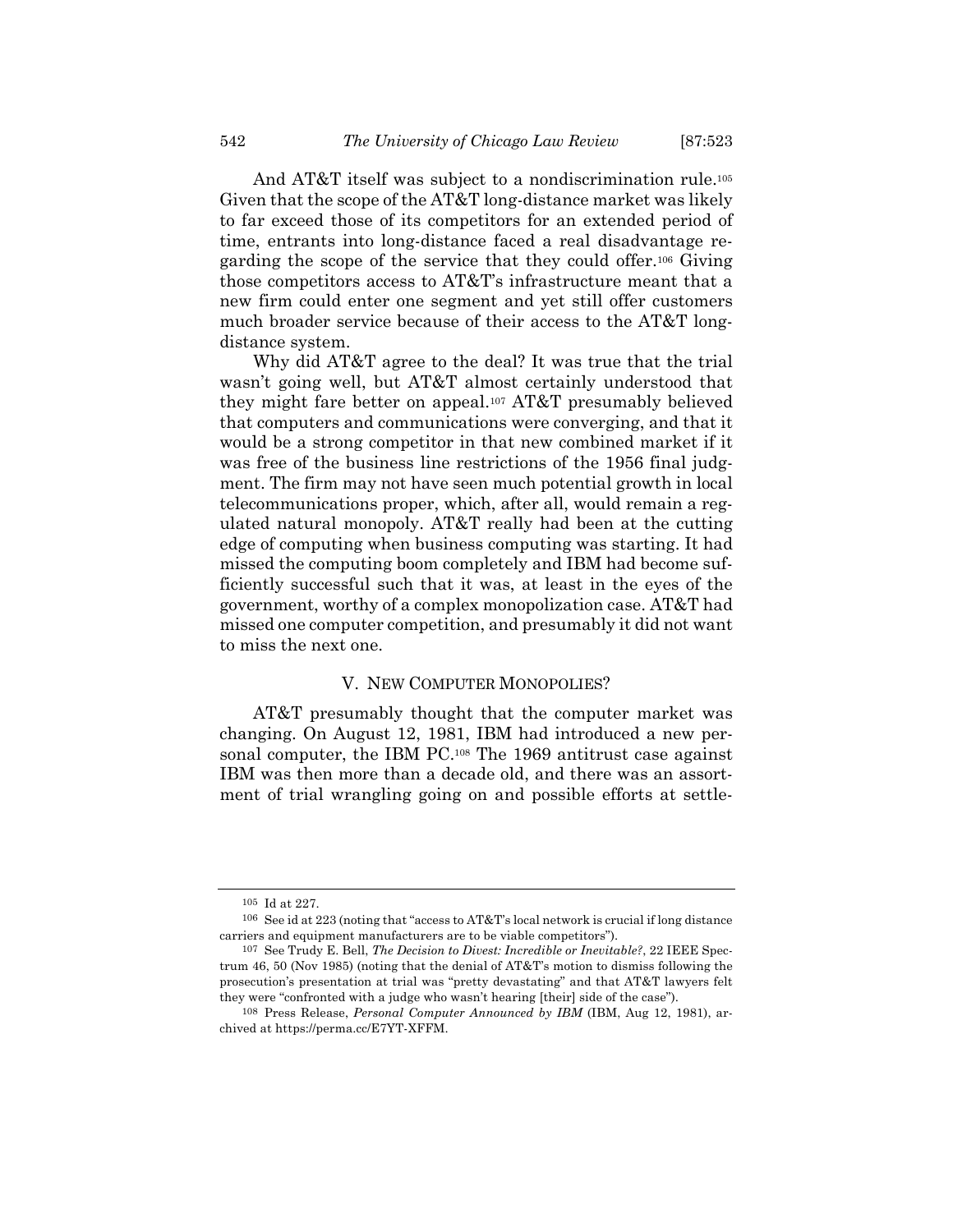And AT&T itself was subject to a nondiscrimination rule.[105] Given that the scope of the AT&T long-distance market was likely to far exceed those of its competitors for an extended period of time, entrants into long-distance faced a real disadvantage regarding the scope of the service that they could offer.[106] Giving those competitors access to AT&T's infrastructure meant that a new firm could enter one segment and yet still offer customers much broader service because of their access to the AT&T long-distance system.

Why did AT&T agree to the deal? It was true that the trial wasn't going well, but AT&T almost certainly understood that they might fare better on appeal.[107] AT&T presumably believed that computers and communications were converging, and that it would be a strong competitor in that new combined market if it was free of the business line restrictions of the 1956 final judgment. The firm may not have seen much potential growth in local telecommunications proper, which, after all, would remain a regulated natural monopoly. AT&T really had been at the cutting edge of computing when business computing was starting. It had missed the computing boom completely and IBM had become sufficiently successful such that it was, at least in the eyes of the government, worthy of a complex monopolization case. AT&T had missed one computer competition, and presumably it did not want to miss the next one.

## V. NEW COMPUTER MONOPOLIES?

AT&T presumably thought that the computer market was changing. On August 12, 1981, IBM had introduced a new personal computer, the IBM PC.[108] The 1969 antitrust case against IBM was then more than a decade old, and there was an assortment of trial wrangling going on and possible efforts at settle-

---

[105] Id at 227.

[106] See id at 223 (noting that "access to AT&T's local network is crucial if long distance carriers and equipment manufacturers are to be viable competitors").

[107] See Trudy E. Bell, *The Decision to Divest: Incredible or Inevitable?*, 22 IEEE Spectrum 46, 50 (Nov 1985) (noting that the denial of AT&T's motion to dismiss following the prosecution's presentation at trial was "pretty devastating" and that AT&T lawyers felt they were "confronted with a judge who wasn't hearing [their] side of the case").

[108] Press Release, *Personal Computer Announced by IBM* (IBM, Aug 12, 1981), archived at https://perma.cc/E7YT-XFFM.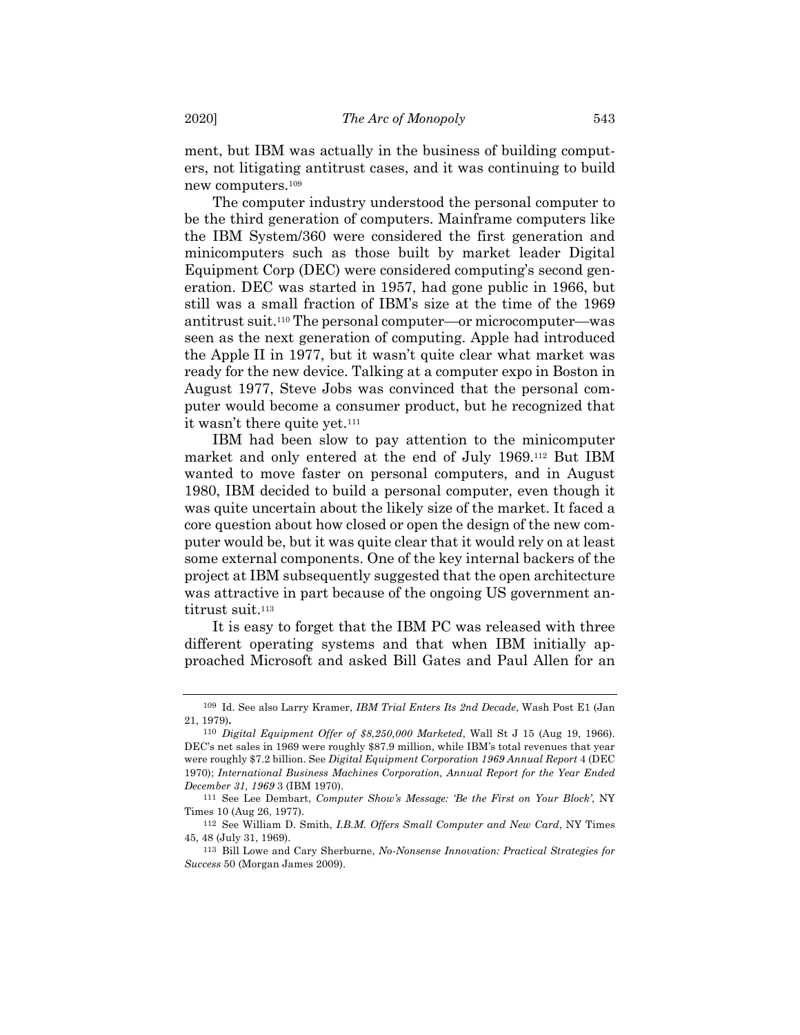ment, but IBM was actually in the business of building computers, not litigating antitrust cases, and it was continuing to build new computers.[109]

The computer industry understood the personal computer to be the third generation of computers. Mainframe computers like the IBM System/360 were considered the first generation and minicomputers such as those built by market leader Digital Equipment Corp (DEC) were considered computing's second generation. DEC was started in 1957, had gone public in 1966, but still was a small fraction of IBM's size at the time of the 1969 antitrust suit.[110] The personal computer—or microcomputer—was seen as the next generation of computing. Apple had introduced the Apple II in 1977, but it wasn't quite clear what market was ready for the new device. Talking at a computer expo in Boston in August 1977, Steve Jobs was convinced that the personal computer would become a consumer product, but he recognized that it wasn't there quite yet.[111]

IBM had been slow to pay attention to the minicomputer market and only entered at the end of July 1969.[112] But IBM wanted to move faster on personal computers, and in August 1980, IBM decided to build a personal computer, even though it was quite uncertain about the likely size of the market. It faced a core question about how closed or open the design of the new computer would be, but it was quite clear that it would rely on at least some external components. One of the key internal backers of the project at IBM subsequently suggested that the open architecture was attractive in part because of the ongoing US government antitrust suit.[113]

It is easy to forget that the IBM PC was released with three different operating systems and that when IBM initially approached Microsoft and asked Bill Gates and Paul Allen for an

---

[109] Id. See also Larry Kramer, *IBM Trial Enters Its 2nd Decade*, Wash Post E1 (Jan 21, 1979).

[110] *Digital Equipment Offer of $8,250,000 Marketed*, Wall St J 15 (Aug 19, 1966). DEC's net sales in 1969 were roughly $87.9 million, while IBM's total revenues that year were roughly $7.2 billion. See *Digital Equipment Corporation 1969 Annual Report* 4 (DEC 1970); *International Business Machines Corporation, Annual Report for the Year Ended December 31, 1969* 3 (IBM 1970).

[111] See Lee Dembart, *Computer Show's Message: 'Be the First on Your Block'*, NY Times 10 (Aug 26, 1977).

[112] See William D. Smith, *I.B.M. Offers Small Computer and New Card*, NY Times 45, 48 (July 31, 1969).

[113] Bill Lowe and Cary Sherburne, *No-Nonsense Innovation: Practical Strategies for Success* 50 (Morgan James 2009).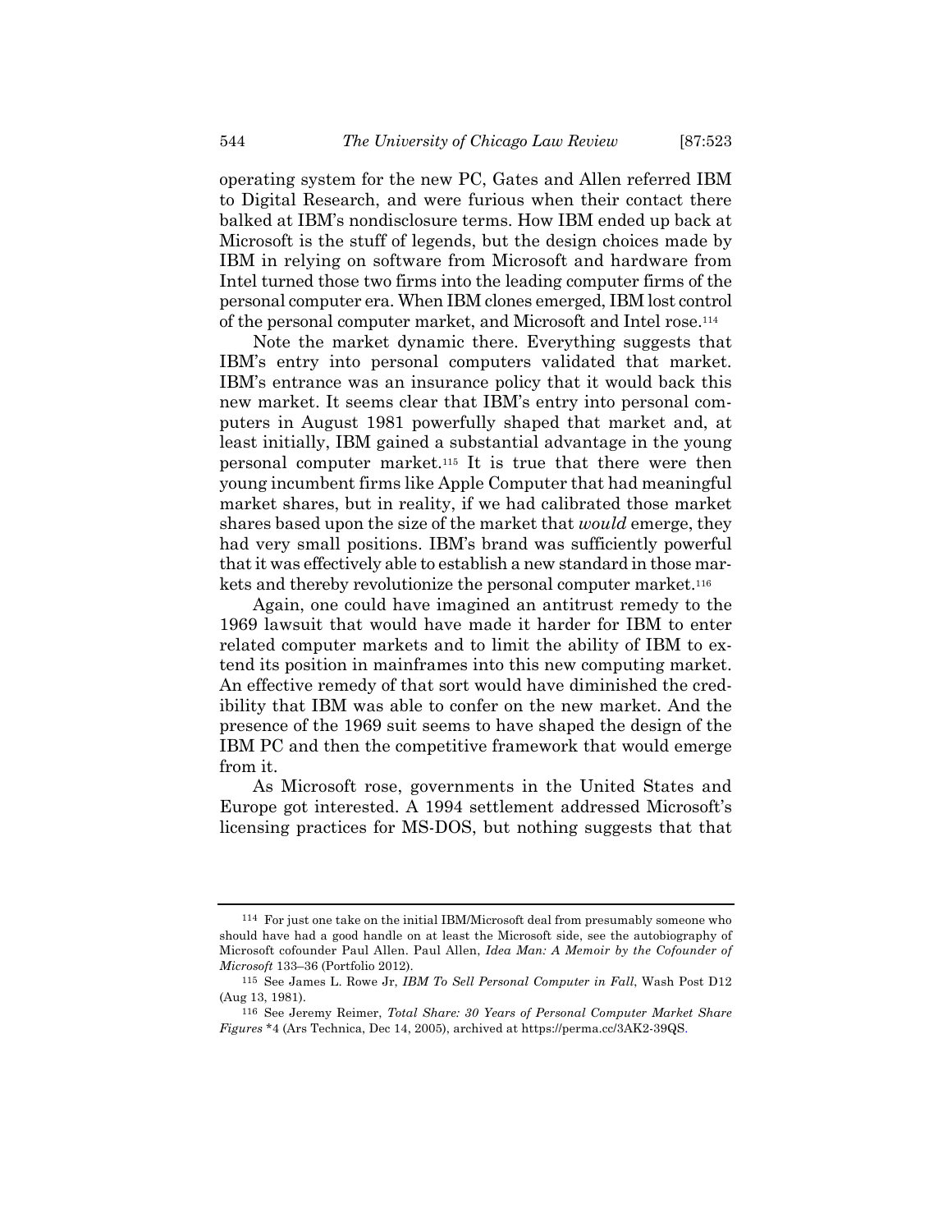operating system for the new PC, Gates and Allen referred IBM to Digital Research, and were furious when their contact there balked at IBM's nondisclosure terms. How IBM ended up back at Microsoft is the stuff of legends, but the design choices made by IBM in relying on software from Microsoft and hardware from Intel turned those two firms into the leading computer firms of the personal computer era. When IBM clones emerged, IBM lost control of the personal computer market, and Microsoft and Intel rose.[114]

Note the market dynamic there. Everything suggests that IBM's entry into personal computers validated that market. IBM's entrance was an insurance policy that it would back this new market. It seems clear that IBM's entry into personal computers in August 1981 powerfully shaped that market and, at least initially, IBM gained a substantial advantage in the young personal computer market.[115] It is true that there were then young incumbent firms like Apple Computer that had meaningful market shares, but in reality, if we had calibrated those market shares based upon the size of the market that *would* emerge, they had very small positions. IBM's brand was sufficiently powerful that it was effectively able to establish a new standard in those markets and thereby revolutionize the personal computer market.[116]

Again, one could have imagined an antitrust remedy to the 1969 lawsuit that would have made it harder for IBM to enter related computer markets and to limit the ability of IBM to extend its position in mainframes into this new computing market. An effective remedy of that sort would have diminished the credibility that IBM was able to confer on the new market. And the presence of the 1969 suit seems to have shaped the design of the IBM PC and then the competitive framework that would emerge from it.

As Microsoft rose, governments in the United States and Europe got interested. A 1994 settlement addressed Microsoft's licensing practices for MS-DOS, but nothing suggests that that

---

[114] For just one take on the initial IBM/Microsoft deal from presumably someone who should have had a good handle on at least the Microsoft side, see the autobiography of Microsoft cofounder Paul Allen. Paul Allen, *Idea Man: A Memoir by the Cofounder of Microsoft* 133–36 (Portfolio 2012).

[115] See James L. Rowe Jr, *IBM To Sell Personal Computer in Fall*, Wash Post D12 (Aug 13, 1981).

[116] See Jeremy Reimer, *Total Share: 30 Years of Personal Computer Market Share Figures* *4 (Ars Technica, Dec 14, 2005), archived at https://perma.cc/3AK2-39QS.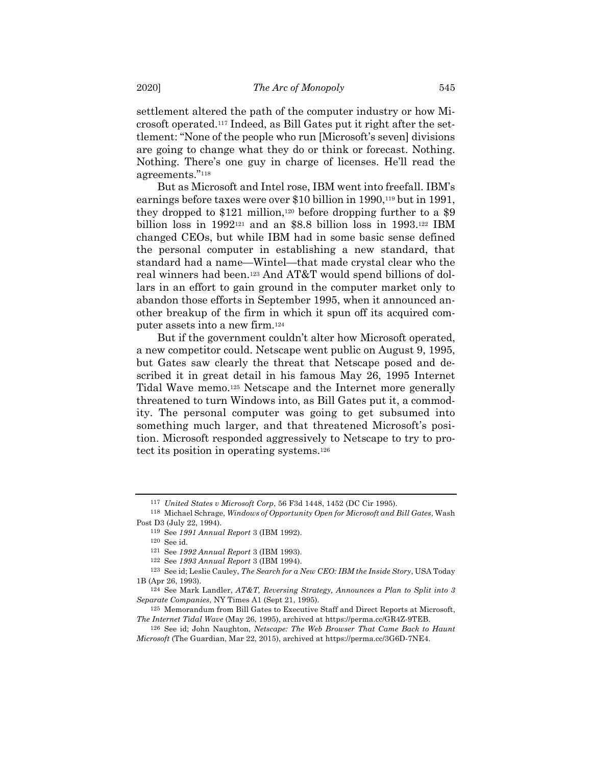settlement altered the path of the computer industry or how Microsoft operated.[117] Indeed, as Bill Gates put it right after the settlement: "None of the people who run [Microsoft's seven] divisions are going to change what they do or think or forecast. Nothing. Nothing. There's one guy in charge of licenses. He'll read the agreements."[118]

But as Microsoft and Intel rose, IBM went into freefall. IBM's earnings before taxes were over $10 billion in 1990,[119] but in 1991, they dropped to $121 million,[120] before dropping further to a $9 billion loss in 1992[121] and an $8.8 billion loss in 1993.[122] IBM changed CEOs, but while IBM had in some basic sense defined the personal computer in establishing a new standard, that standard had a name—Wintel—that made crystal clear who the real winners had been.[123] And AT&T would spend billions of dollars in an effort to gain ground in the computer market only to abandon those efforts in September 1995, when it announced another breakup of the firm in which it spun off its acquired computer assets into a new firm.[124]

But if the government couldn't alter how Microsoft operated, a new competitor could. Netscape went public on August 9, 1995, but Gates saw clearly the threat that Netscape posed and described it in great detail in his famous May 26, 1995 Internet Tidal Wave memo.[125] Netscape and the Internet more generally threatened to turn Windows into, as Bill Gates put it, a commodity. The personal computer was going to get subsumed into something much larger, and that threatened Microsoft's position. Microsoft responded aggressively to Netscape to try to protect its position in operating systems.[126]

---

[117] *United States v Microsoft Corp*, 56 F3d 1448, 1452 (DC Cir 1995).

[118] Michael Schrage, *Windows of Opportunity Open for Microsoft and Bill Gates*, Wash Post D3 (July 22, 1994).

[119] See *1991 Annual Report* 3 (IBM 1992).

[120] See id.

[121] See *1992 Annual Report* 3 (IBM 1993).

[122] See *1993 Annual Report* 3 (IBM 1994).

[123] See id; Leslie Cauley, *The Search for a New CEO: IBM the Inside Story*, USA Today 1B (Apr 26, 1993).

[124] See Mark Landler, *AT&T, Reversing Strategy, Announces a Plan to Split into 3 Separate Companies*, NY Times A1 (Sept 21, 1995).

[125] Memorandum from Bill Gates to Executive Staff and Direct Reports at Microsoft, *The Internet Tidal Wave* (May 26, 1995), archived at https://perma.cc/GR4Z-9TEB.

[126] See id; John Naughton, *Netscape: The Web Browser That Came Back to Haunt Microsoft* (The Guardian, Mar 22, 2015), archived at https://perma.cc/3G6D-7NE4.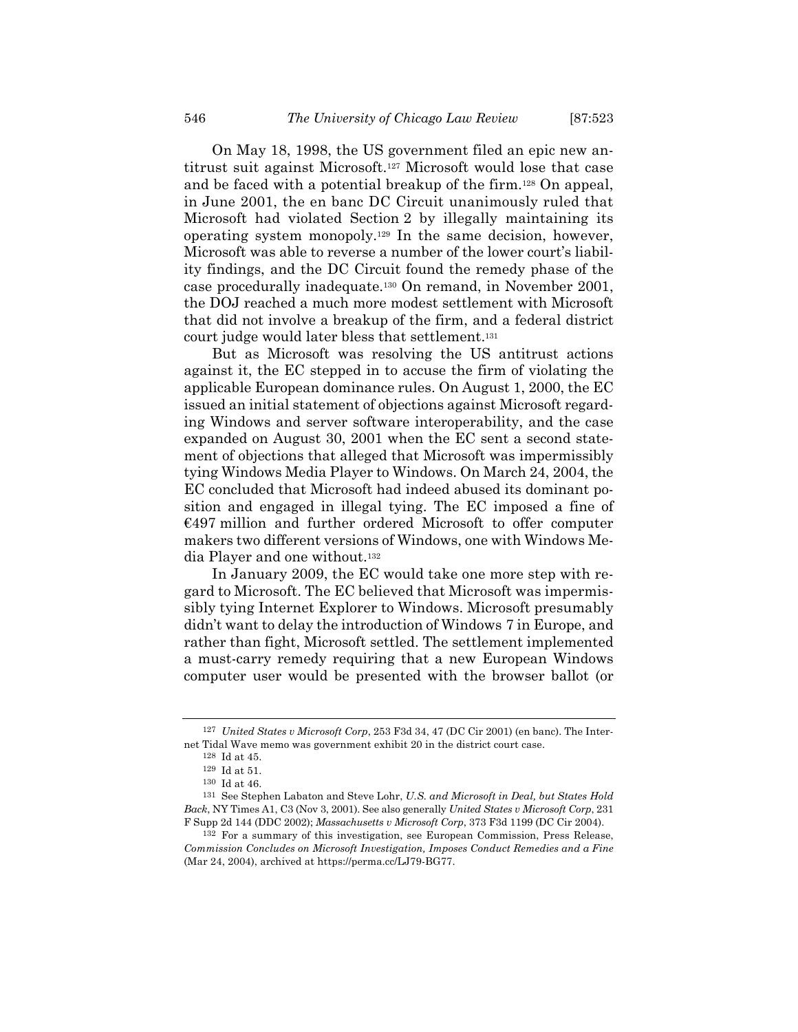On May 18, 1998, the US government filed an epic new antitrust suit against Microsoft.[127] Microsoft would lose that case and be faced with a potential breakup of the firm.[128] On appeal, in June 2001, the en banc DC Circuit unanimously ruled that Microsoft had violated Section 2 by illegally maintaining its operating system monopoly.[129] In the same decision, however, Microsoft was able to reverse a number of the lower court's liability findings, and the DC Circuit found the remedy phase of the case procedurally inadequate.[130] On remand, in November 2001, the DOJ reached a much more modest settlement with Microsoft that did not involve a breakup of the firm, and a federal district court judge would later bless that settlement.[131]

But as Microsoft was resolving the US antitrust actions against it, the EC stepped in to accuse the firm of violating the applicable European dominance rules. On August 1, 2000, the EC issued an initial statement of objections against Microsoft regarding Windows and server software interoperability, and the case expanded on August 30, 2001 when the EC sent a second statement of objections that alleged that Microsoft was impermissibly tying Windows Media Player to Windows. On March 24, 2004, the EC concluded that Microsoft had indeed abused its dominant position and engaged in illegal tying. The EC imposed a fine of €497 million and further ordered Microsoft to offer computer makers two different versions of Windows, one with Windows Media Player and one without.[132]

In January 2009, the EC would take one more step with regard to Microsoft. The EC believed that Microsoft was impermissibly tying Internet Explorer to Windows. Microsoft presumably didn't want to delay the introduction of Windows 7 in Europe, and rather than fight, Microsoft settled. The settlement implemented a must-carry remedy requiring that a new European Windows computer user would be presented with the browser ballot (or

---

[127] *United States v Microsoft Corp*, 253 F3d 34, 47 (DC Cir 2001) (en banc). The Internet Tidal Wave memo was government exhibit 20 in the district court case.

[128] Id at 45.

[129] Id at 51.

[130] Id at 46.

[131] See Stephen Labaton and Steve Lohr, *U.S. and Microsoft in Deal, but States Hold Back*, NY Times A1, C3 (Nov 3, 2001). See also generally *United States v Microsoft Corp*, 231 F Supp 2d 144 (DDC 2002); *Massachusetts v Microsoft Corp*, 373 F3d 1199 (DC Cir 2004).

[132] For a summary of this investigation, see European Commission, Press Release, *Commission Concludes on Microsoft Investigation, Imposes Conduct Remedies and a Fine* (Mar 24, 2004), archived at https://perma.cc/LJ79-BG77.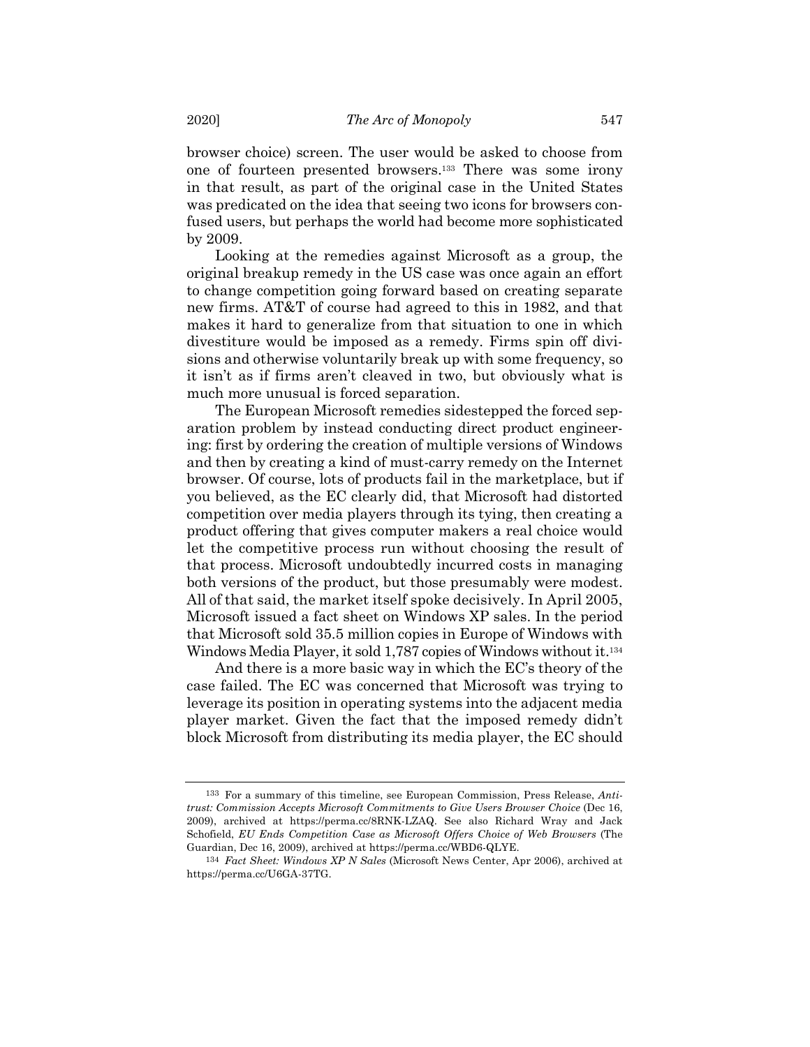browser choice) screen. The user would be asked to choose from one of fourteen presented browsers.[133] There was some irony in that result, as part of the original case in the United States was predicated on the idea that seeing two icons for browsers confused users, but perhaps the world had become more sophisticated by 2009.

Looking at the remedies against Microsoft as a group, the original breakup remedy in the US case was once again an effort to change competition going forward based on creating separate new firms. AT&T of course had agreed to this in 1982, and that makes it hard to generalize from that situation to one in which divestiture would be imposed as a remedy. Firms spin off divisions and otherwise voluntarily break up with some frequency, so it isn't as if firms aren't cleaved in two, but obviously what is much more unusual is forced separation.

The European Microsoft remedies sidestepped the forced separation problem by instead conducting direct product engineering: first by ordering the creation of multiple versions of Windows and then by creating a kind of must-carry remedy on the Internet browser. Of course, lots of products fail in the marketplace, but if you believed, as the EC clearly did, that Microsoft had distorted competition over media players through its tying, then creating a product offering that gives computer makers a real choice would let the competitive process run without choosing the result of that process. Microsoft undoubtedly incurred costs in managing both versions of the product, but those presumably were modest. All of that said, the market itself spoke decisively. In April 2005, Microsoft issued a fact sheet on Windows XP sales. In the period that Microsoft sold 35.5 million copies in Europe of Windows with Windows Media Player, it sold 1,787 copies of Windows without it.[134]

And there is a more basic way in which the EC's theory of the case failed. The EC was concerned that Microsoft was trying to leverage its position in operating systems into the adjacent media player market. Given the fact that the imposed remedy didn't block Microsoft from distributing its media player, the EC should

---

[133] For a summary of this timeline, see European Commission, Press Release, *Antitrust: Commission Accepts Microsoft Commitments to Give Users Browser Choice* (Dec 16, 2009), archived at https://perma.cc/8RNK-LZAQ. See also Richard Wray and Jack Schofield, *EU Ends Competition Case as Microsoft Offers Choice of Web Browsers* (The Guardian, Dec 16, 2009), archived at https://perma.cc/WBD6-QLYE.

[134] *Fact Sheet: Windows XP N Sales* (Microsoft News Center, Apr 2006), archived at https://perma.cc/U6GA-37TG.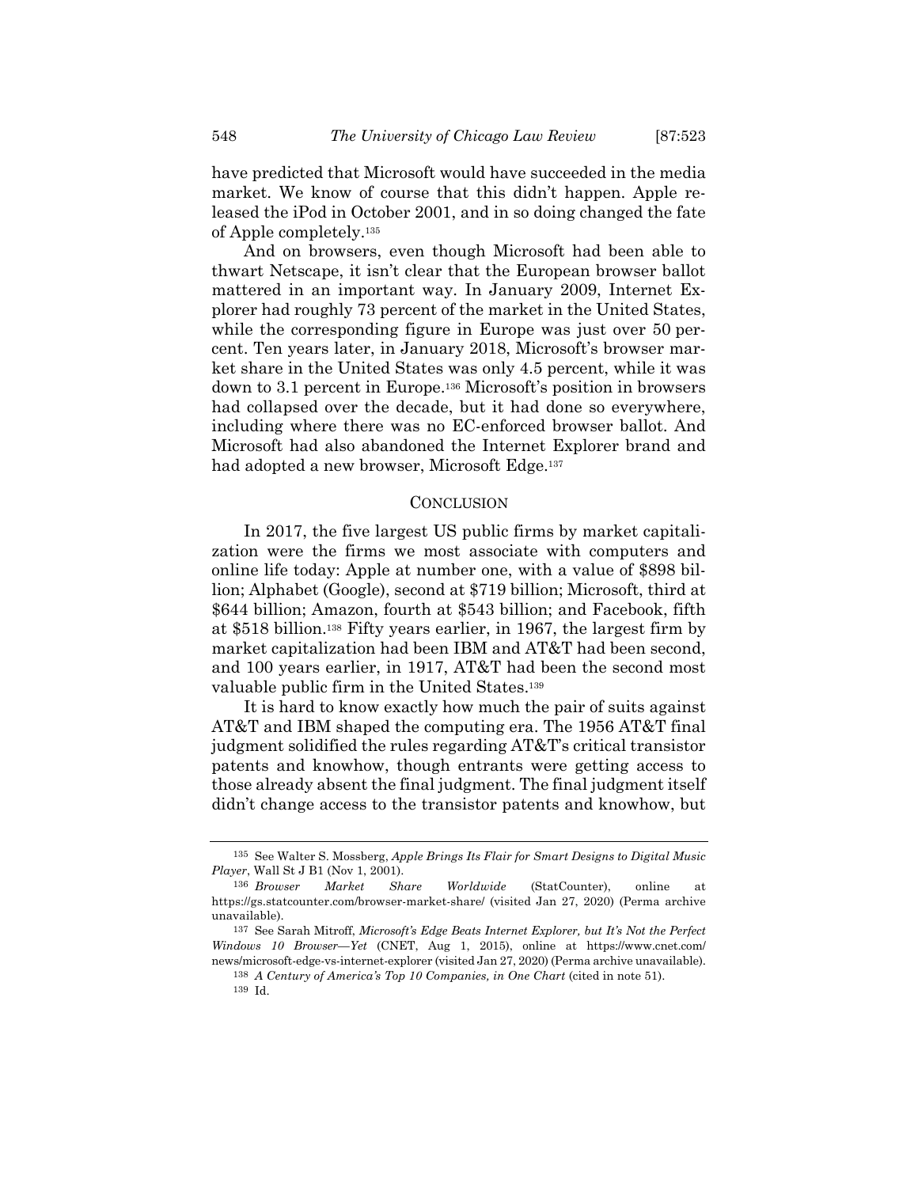have predicted that Microsoft would have succeeded in the media market. We know of course that this didn't happen. Apple released the iPod in October 2001, and in so doing changed the fate of Apple completely.[135]

And on browsers, even though Microsoft had been able to thwart Netscape, it isn't clear that the European browser ballot mattered in an important way. In January 2009, Internet Explorer had roughly 73 percent of the market in the United States, while the corresponding figure in Europe was just over 50 percent. Ten years later, in January 2018, Microsoft's browser market share in the United States was only 4.5 percent, while it was down to 3.1 percent in Europe.[136] Microsoft's position in browsers had collapsed over the decade, but it had done so everywhere, including where there was no EC-enforced browser ballot. And Microsoft had also abandoned the Internet Explorer brand and had adopted a new browser, Microsoft Edge.[137]

## CONCLUSION

In 2017, the five largest US public firms by market capitalization were the firms we most associate with computers and online life today: Apple at number one, with a value of $898 billion; Alphabet (Google), second at $719 billion; Microsoft, third at $644 billion; Amazon, fourth at $543 billion; and Facebook, fifth at $518 billion.[138] Fifty years earlier, in 1967, the largest firm by market capitalization had been IBM and AT&T had been second, and 100 years earlier, in 1917, AT&T had been the second most valuable public firm in the United States.[139]

It is hard to know exactly how much the pair of suits against AT&T and IBM shaped the computing era. The 1956 AT&T final judgment solidified the rules regarding AT&T's critical transistor patents and knowhow, though entrants were getting access to those already absent the final judgment. The final judgment itself didn't change access to the transistor patents and knowhow, but

---

[135] See Walter S. Mossberg, *Apple Brings Its Flair for Smart Designs to Digital Music Player*, Wall St J B1 (Nov 1, 2001).

[136] *Browser Market Share Worldwide* (StatCounter), online at https://gs.statcounter.com/browser-market-share/ (visited Jan 27, 2020) (Perma archive unavailable).

[137] See Sarah Mitroff, *Microsoft's Edge Beats Internet Explorer, but It's Not the Perfect Windows 10 Browser—Yet* (CNET, Aug 1, 2015), online at https://www.cnet.com/news/microsoft-edge-vs-internet-explorer (visited Jan 27, 2020) (Perma archive unavailable).

[138] *A Century of America's Top 10 Companies, in One Chart* (cited in note 51).

[139] Id.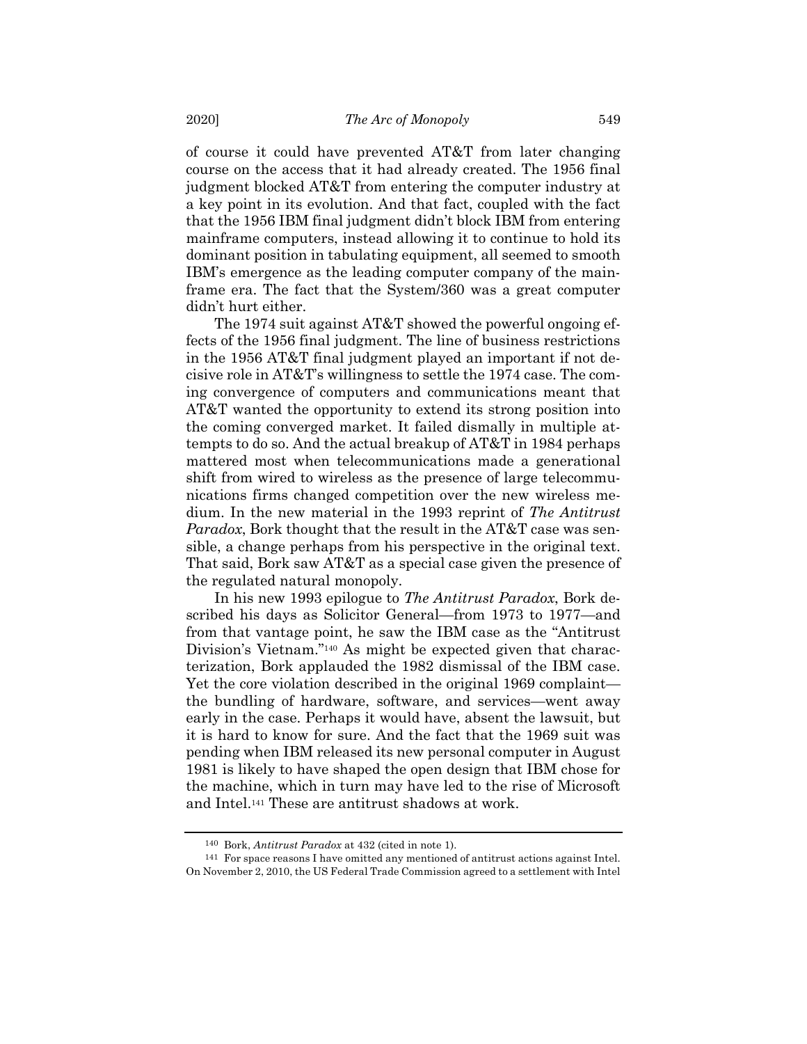of course it could have prevented AT&T from later changing course on the access that it had already created. The 1956 final judgment blocked AT&T from entering the computer industry at a key point in its evolution. And that fact, coupled with the fact that the 1956 IBM final judgment didn't block IBM from entering mainframe computers, instead allowing it to continue to hold its dominant position in tabulating equipment, all seemed to smooth IBM's emergence as the leading computer company of the mainframe era. The fact that the System/360 was a great computer didn't hurt either.

The 1974 suit against AT&T showed the powerful ongoing effects of the 1956 final judgment. The line of business restrictions in the 1956 AT&T final judgment played an important if not decisive role in AT&T's willingness to settle the 1974 case. The coming convergence of computers and communications meant that AT&T wanted the opportunity to extend its strong position into the coming converged market. It failed dismally in multiple attempts to do so. And the actual breakup of AT&T in 1984 perhaps mattered most when telecommunications made a generational shift from wired to wireless as the presence of large telecommunications firms changed competition over the new wireless medium. In the new material in the 1993 reprint of *The Antitrust Paradox*, Bork thought that the result in the AT&T case was sensible, a change perhaps from his perspective in the original text. That said, Bork saw AT&T as a special case given the presence of the regulated natural monopoly.

In his new 1993 epilogue to *The Antitrust Paradox*, Bork described his days as Solicitor General—from 1973 to 1977—and from that vantage point, he saw the IBM case as the "Antitrust Division's Vietnam."[140] As might be expected given that characterization, Bork applauded the 1982 dismissal of the IBM case. Yet the core violation described in the original 1969 complaint—the bundling of hardware, software, and services—went away early in the case. Perhaps it would have, absent the lawsuit, but it is hard to know for sure. And the fact that the 1969 suit was pending when IBM released its new personal computer in August 1981 is likely to have shaped the open design that IBM chose for the machine, which in turn may have led to the rise of Microsoft and Intel.[141] These are antitrust shadows at work.

---

[140] Bork, *Antitrust Paradox* at 432 (cited in note 1).

[141] For space reasons I have omitted any mentioned of antitrust actions against Intel. On November 2, 2010, the US Federal Trade Commission agreed to a settlement with Intel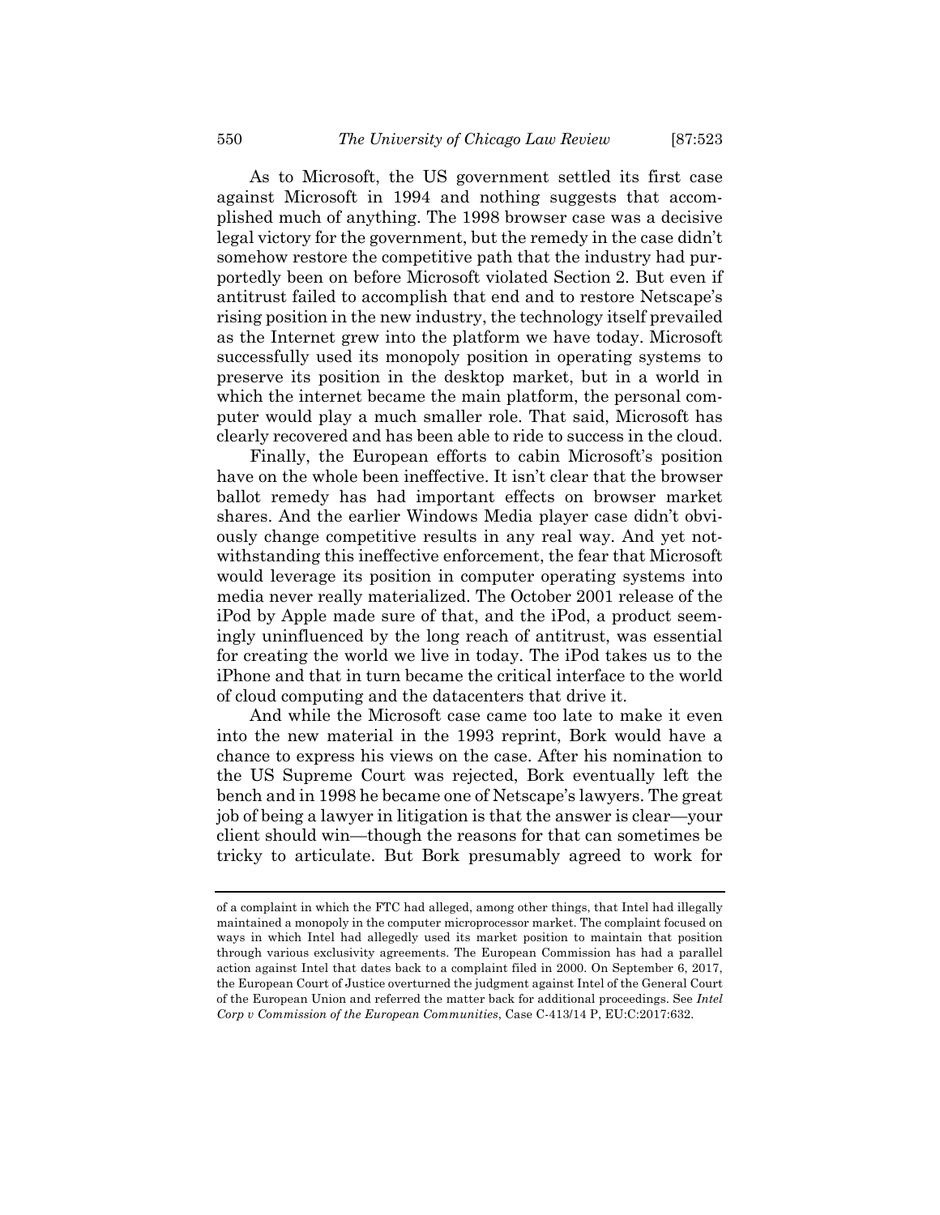As to Microsoft, the US government settled its first case against Microsoft in 1994 and nothing suggests that accomplished much of anything. The 1998 browser case was a decisive legal victory for the government, but the remedy in the case didn't somehow restore the competitive path that the industry had purportedly been on before Microsoft violated Section 2. But even if antitrust failed to accomplish that end and to restore Netscape's rising position in the new industry, the technology itself prevailed as the Internet grew into the platform we have today. Microsoft successfully used its monopoly position in operating systems to preserve its position in the desktop market, but in a world in which the internet became the main platform, the personal computer would play a much smaller role. That said, Microsoft has clearly recovered and has been able to ride to success in the cloud.

Finally, the European efforts to cabin Microsoft's position have on the whole been ineffective. It isn't clear that the browser ballot remedy has had important effects on browser market shares. And the earlier Windows Media player case didn't obviously change competitive results in any real way. And yet notwithstanding this ineffective enforcement, the fear that Microsoft would leverage its position in computer operating systems into media never really materialized. The October 2001 release of the iPod by Apple made sure of that, and the iPod, a product seemingly uninfluenced by the long reach of antitrust, was essential for creating the world we live in today. The iPod takes us to the iPhone and that in turn became the critical interface to the world of cloud computing and the datacenters that drive it.

And while the Microsoft case came too late to make it even into the new material in the 1993 reprint, Bork would have a chance to express his views on the case. After his nomination to the US Supreme Court was rejected, Bork eventually left the bench and in 1998 he became one of Netscape's lawyers. The great job of being a lawyer in litigation is that the answer is clear—your client should win—though the reasons for that can sometimes be tricky to articulate. But Bork presumably agreed to work for

---

of a complaint in which the FTC had alleged, among other things, that Intel had illegally maintained a monopoly in the computer microprocessor market. The complaint focused on ways in which Intel had allegedly used its market position to maintain that position through various exclusivity agreements. The European Commission has had a parallel action against Intel that dates back to a complaint filed in 2000. On September 6, 2017, the European Court of Justice overturned the judgment against Intel of the General Court of the European Union and referred the matter back for additional proceedings. See *Intel Corp v Commission of the European Communities*, Case C-413/14 P, EU:C:2017:632.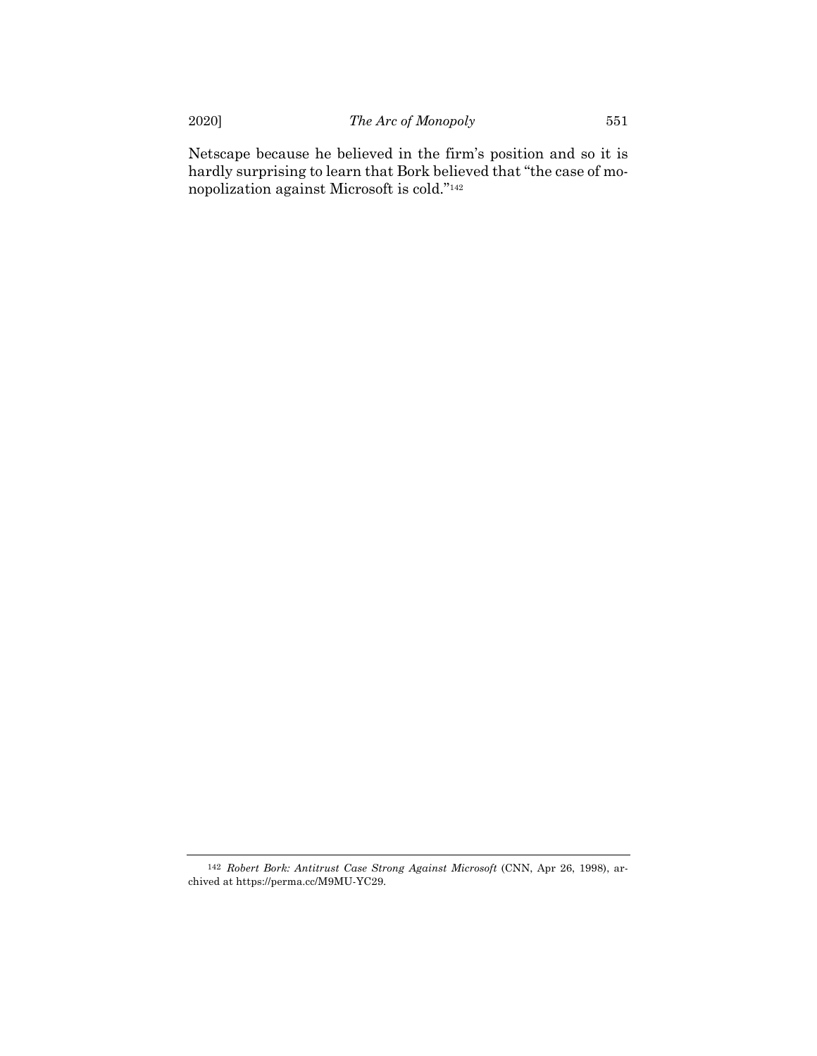Netscape because he believed in the firm's position and so it is hardly surprising to learn that Bork believed that "the case of monopolization against Microsoft is cold."[142]

---

[142] *Robert Bork: Antitrust Case Strong Against Microsoft* (CNN, Apr 26, 1998), archived at https://perma.cc/M9MU-YC29.